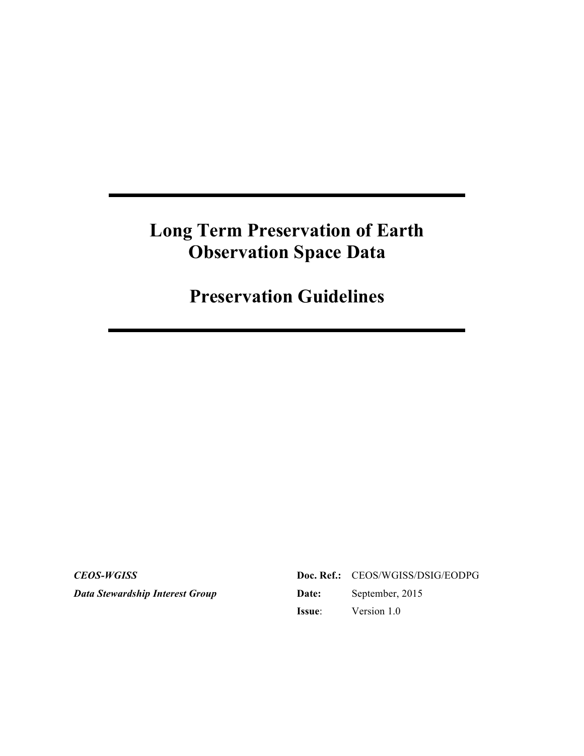# Long Term Preservation of Earth Observation Space Data

# Preservation Guidelines

| | | |
|---|---|---|
| ***CEOS-WGISS*** | **Doc. Ref.:** | CEOS/WGISS/DSIG/EODPG |
| ***Data Stewardship Interest Group*** | **Date:** | September, 2015 |
| | **Issue**: | Version 1.0 |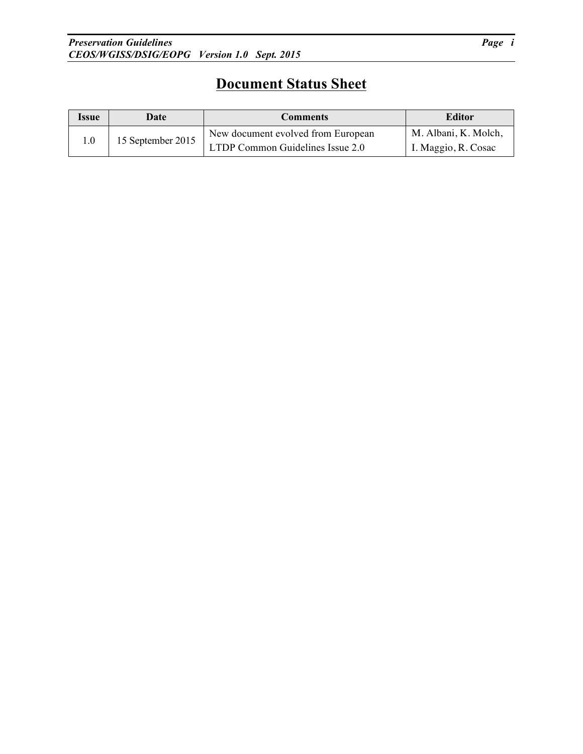# Document Status Sheet

| Issue | Date | Comments | Editor |
| --- | --- | --- | --- |
| 1.0 | 15 September 2015 | New document evolved from European LTDP Common Guidelines Issue 2.0 | M. Albani, K. Molch, I. Maggio, R. Cosac |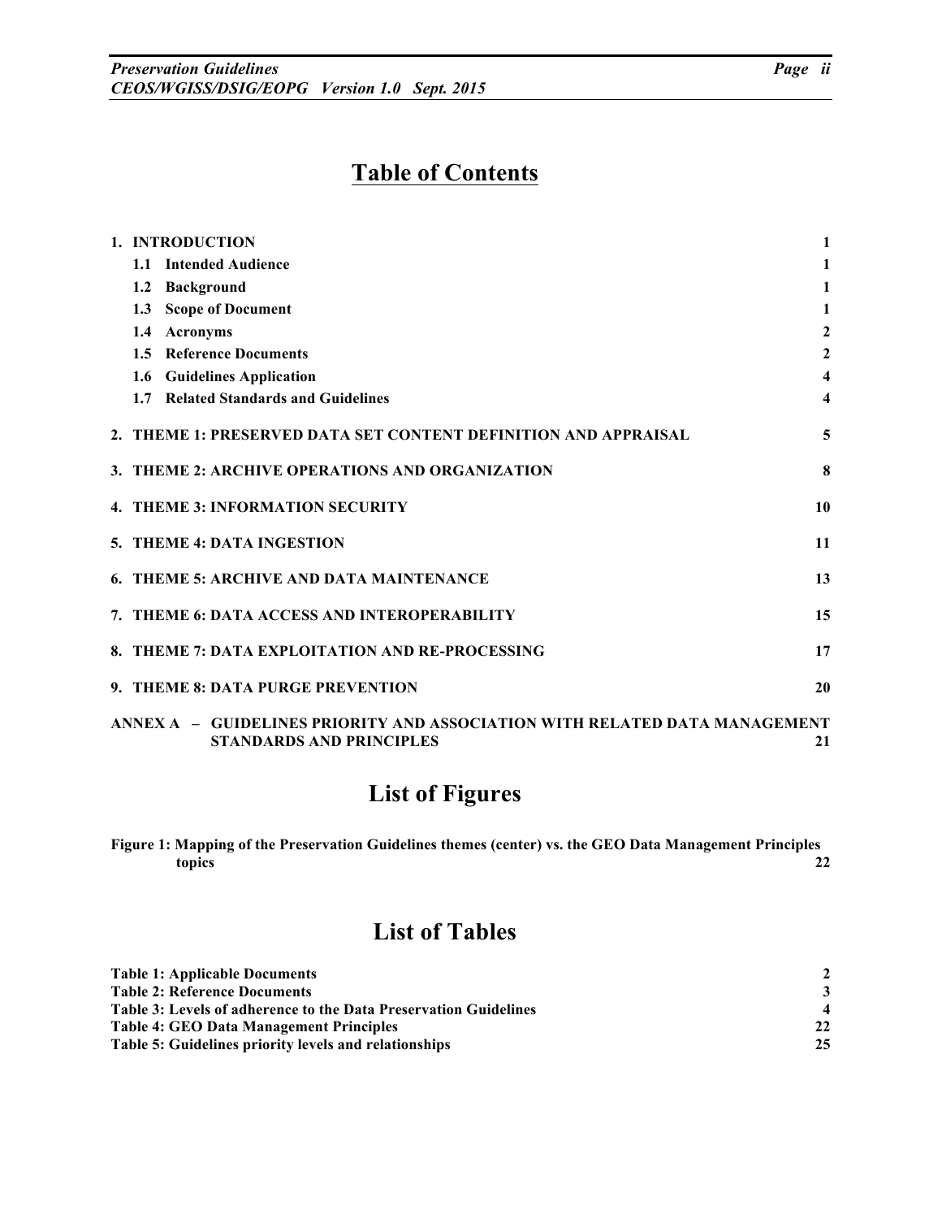# Table of Contents

| | |
|---|---|
| **1. INTRODUCTION** | **1** |
| **1.1 Intended Audience** | **1** |
| **1.2 Background** | **1** |
| **1.3 Scope of Document** | **1** |
| **1.4 Acronyms** | **2** |
| **1.5 Reference Documents** | **2** |
| **1.6 Guidelines Application** | **4** |
| **1.7 Related Standards and Guidelines** | **4** |
| **2. THEME 1: PRESERVED DATA SET CONTENT DEFINITION AND APPRAISAL** | **5** |
| **3. THEME 2: ARCHIVE OPERATIONS AND ORGANIZATION** | **8** |
| **4. THEME 3: INFORMATION SECURITY** | **10** |
| **5. THEME 4: DATA INGESTION** | **11** |
| **6. THEME 5: ARCHIVE AND DATA MAINTENANCE** | **13** |
| **7. THEME 6: DATA ACCESS AND INTEROPERABILITY** | **15** |
| **8. THEME 7: DATA EXPLOITATION AND RE-PROCESSING** | **17** |
| **9. THEME 8: DATA PURGE PREVENTION** | **20** |
| **ANNEX A – GUIDELINES PRIORITY AND ASSOCIATION WITH RELATED DATA MANAGEMENT STANDARDS AND PRINCIPLES** | **21** |

# List of Figures

| | |
|---|---|
| **Figure 1: Mapping of the Preservation Guidelines themes (center) vs. the GEO Data Management Principles topics** | **22** |

# List of Tables

| | |
|---|---|
| **Table 1: Applicable Documents** | **2** |
| **Table 2: Reference Documents** | **3** |
| **Table 3: Levels of adherence to the Data Preservation Guidelines** | **4** |
| **Table 4: GEO Data Management Principles** | **22** |
| **Table 5: Guidelines priority levels and relationships** | **25** |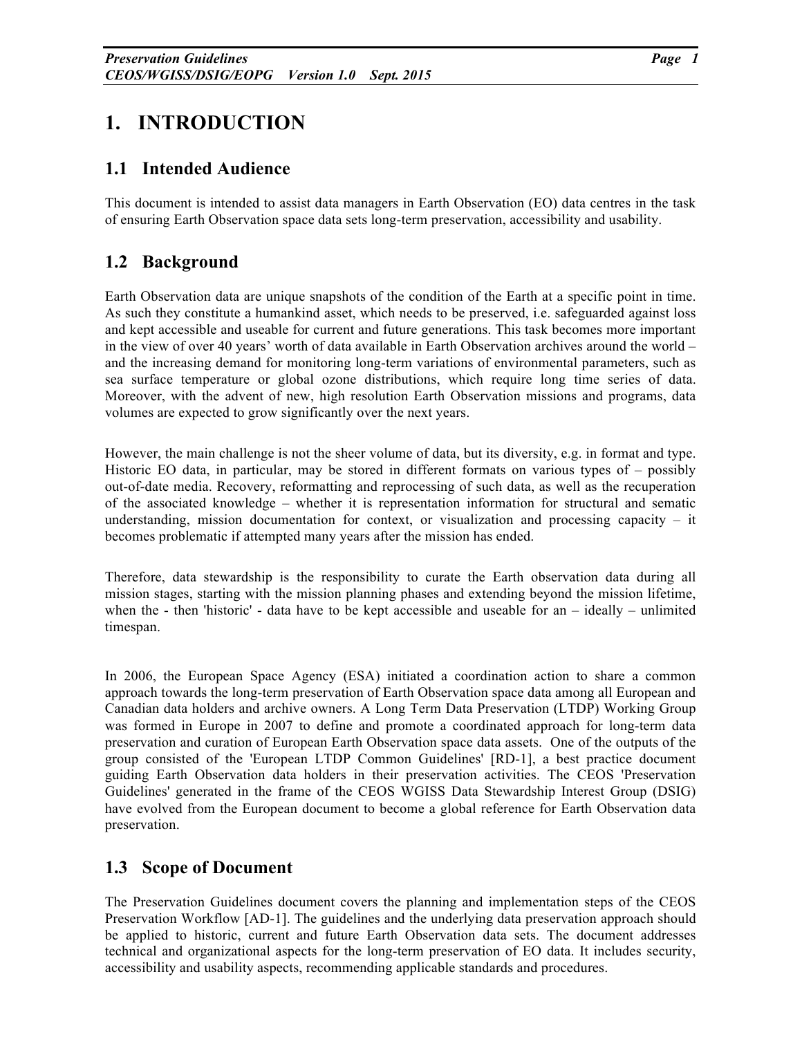# 1. INTRODUCTION

## 1.1 Intended Audience

This document is intended to assist data managers in Earth Observation (EO) data centres in the task of ensuring Earth Observation space data sets long-term preservation, accessibility and usability.

## 1.2 Background

Earth Observation data are unique snapshots of the condition of the Earth at a specific point in time. As such they constitute a humankind asset, which needs to be preserved, i.e. safeguarded against loss and kept accessible and useable for current and future generations. This task becomes more important in the view of over 40 years' worth of data available in Earth Observation archives around the world – and the increasing demand for monitoring long-term variations of environmental parameters, such as sea surface temperature or global ozone distributions, which require long time series of data. Moreover, with the advent of new, high resolution Earth Observation missions and programs, data volumes are expected to grow significantly over the next years.

However, the main challenge is not the sheer volume of data, but its diversity, e.g. in format and type. Historic EO data, in particular, may be stored in different formats on various types of – possibly out-of-date media. Recovery, reformatting and reprocessing of such data, as well as the recuperation of the associated knowledge – whether it is representation information for structural and sematic understanding, mission documentation for context, or visualization and processing capacity – it becomes problematic if attempted many years after the mission has ended.

Therefore, data stewardship is the responsibility to curate the Earth observation data during all mission stages, starting with the mission planning phases and extending beyond the mission lifetime, when the - then 'historic' - data have to be kept accessible and useable for an – ideally – unlimited timespan.

In 2006, the European Space Agency (ESA) initiated a coordination action to share a common approach towards the long-term preservation of Earth Observation space data among all European and Canadian data holders and archive owners. A Long Term Data Preservation (LTDP) Working Group was formed in Europe in 2007 to define and promote a coordinated approach for long-term data preservation and curation of European Earth Observation space data assets. One of the outputs of the group consisted of the 'European LTDP Common Guidelines' [RD-1], a best practice document guiding Earth Observation data holders in their preservation activities. The CEOS 'Preservation Guidelines' generated in the frame of the CEOS WGISS Data Stewardship Interest Group (DSIG) have evolved from the European document to become a global reference for Earth Observation data preservation.

## 1.3 Scope of Document

The Preservation Guidelines document covers the planning and implementation steps of the CEOS Preservation Workflow [AD-1]. The guidelines and the underlying data preservation approach should be applied to historic, current and future Earth Observation data sets. The document addresses technical and organizational aspects for the long-term preservation of EO data. It includes security, accessibility and usability aspects, recommending applicable standards and procedures.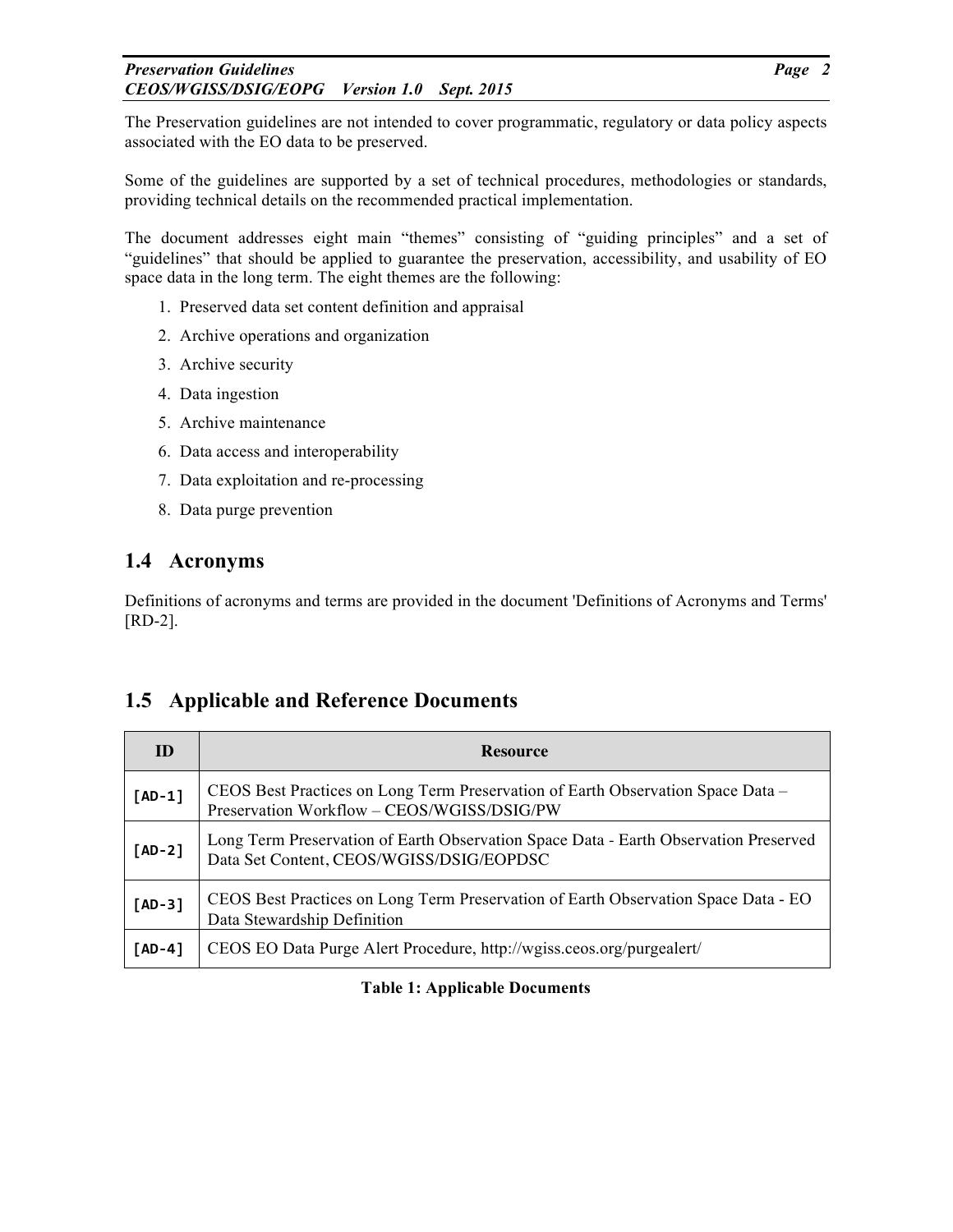The Preservation guidelines are not intended to cover programmatic, regulatory or data policy aspects associated with the EO data to be preserved.

Some of the guidelines are supported by a set of technical procedures, methodologies or standards, providing technical details on the recommended practical implementation.

The document addresses eight main "themes" consisting of "guiding principles" and a set of "guidelines" that should be applied to guarantee the preservation, accessibility, and usability of EO space data in the long term. The eight themes are the following:

1. Preserved data set content definition and appraisal
2. Archive operations and organization
3. Archive security
4. Data ingestion
5. Archive maintenance
6. Data access and interoperability
7. Data exploitation and re-processing
8. Data purge prevention

## 1.4 Acronyms

Definitions of acronyms and terms are provided in the document 'Definitions of Acronyms and Terms' [RD-2].

## 1.5 Applicable and Reference Documents

| ID | Resource |
|---|---|
| [AD-1] | CEOS Best Practices on Long Term Preservation of Earth Observation Space Data – Preservation Workflow – CEOS/WGISS/DSIG/PW |
| [AD-2] | Long Term Preservation of Earth Observation Space Data - Earth Observation Preserved Data Set Content, CEOS/WGISS/DSIG/EOPDSC |
| [AD-3] | CEOS Best Practices on Long Term Preservation of Earth Observation Space Data - EO Data Stewardship Definition |
| [AD-4] | CEOS EO Data Purge Alert Procedure, http://wgiss.ceos.org/purgealert/ |

**Table 1: Applicable Documents**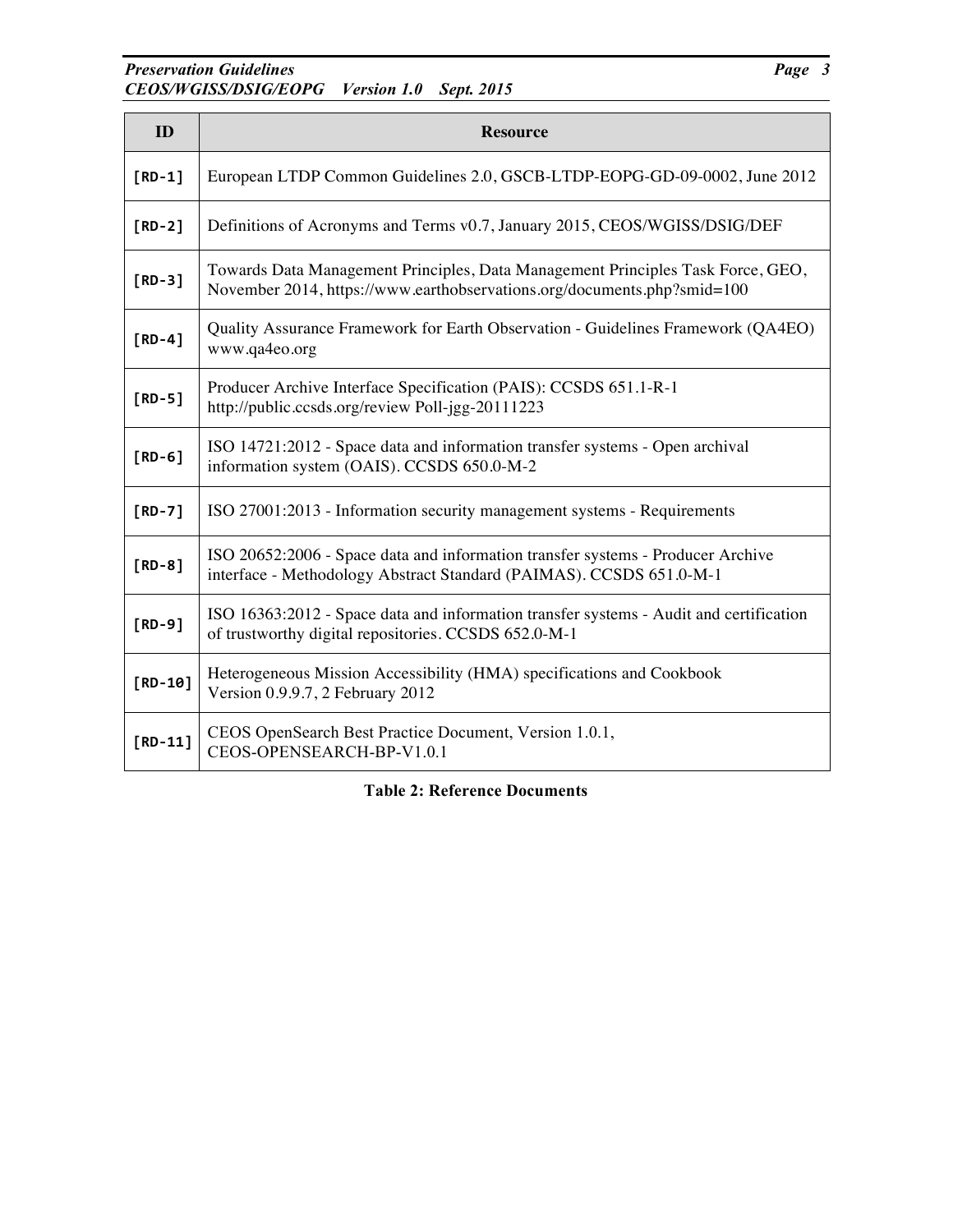| ID | Resource |
| --- | --- |
| [RD-1] | European LTDP Common Guidelines 2.0, GSCB-LTDP-EOPG-GD-09-0002, June 2012 |
| [RD-2] | Definitions of Acronyms and Terms v0.7, January 2015, CEOS/WGISS/DSIG/DEF |
| [RD-3] | Towards Data Management Principles, Data Management Principles Task Force, GEO, November 2014, https://www.earthobservations.org/documents.php?smid=100 |
| [RD-4] | Quality Assurance Framework for Earth Observation - Guidelines Framework (QA4EO) www.qa4eo.org |
| [RD-5] | Producer Archive Interface Specification (PAIS): CCSDS 651.1-R-1 http://public.ccsds.org/review Poll-jgg-20111223 |
| [RD-6] | ISO 14721:2012 - Space data and information transfer systems - Open archival information system (OAIS). CCSDS 650.0-M-2 |
| [RD-7] | ISO 27001:2013 - Information security management systems - Requirements |
| [RD-8] | ISO 20652:2006 - Space data and information transfer systems - Producer Archive interface - Methodology Abstract Standard (PAIMAS). CCSDS 651.0-M-1 |
| [RD-9] | ISO 16363:2012 - Space data and information transfer systems - Audit and certification of trustworthy digital repositories. CCSDS 652.0-M-1 |
| [RD-10] | Heterogeneous Mission Accessibility (HMA) specifications and Cookbook Version 0.9.9.7, 2 February 2012 |
| [RD-11] | CEOS OpenSearch Best Practice Document, Version 1.0.1, CEOS-OPENSEARCH-BP-V1.0.1 |

**Table 2: Reference Documents**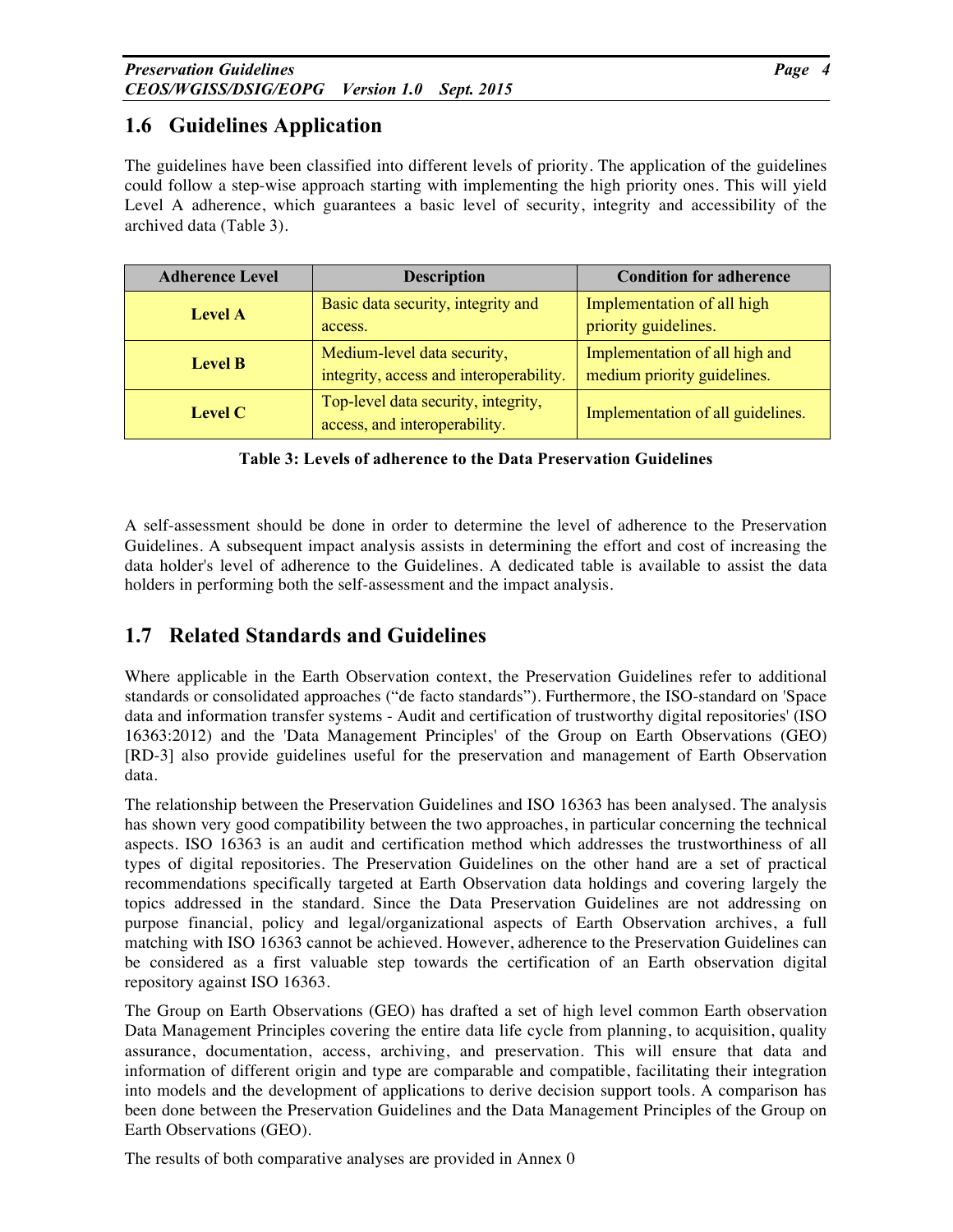## 1.6 Guidelines Application

The guidelines have been classified into different levels of priority. The application of the guidelines could follow a step-wise approach starting with implementing the high priority ones. This will yield Level A adherence, which guarantees a basic level of security, integrity and accessibility of the archived data (Table 3).

| Adherence Level | Description | Condition for adherence |
|---|---|---|
| **Level A** | Basic data security, integrity and access. | Implementation of all high priority guidelines. |
| **Level B** | Medium-level data security, integrity, access and interoperability. | Implementation of all high and medium priority guidelines. |
| **Level C** | Top-level data security, integrity, access, and interoperability. | Implementation of all guidelines. |

**Table 3: Levels of adherence to the Data Preservation Guidelines**

A self-assessment should be done in order to determine the level of adherence to the Preservation Guidelines. A subsequent impact analysis assists in determining the effort and cost of increasing the data holder's level of adherence to the Guidelines. A dedicated table is available to assist the data holders in performing both the self-assessment and the impact analysis.

## 1.7 Related Standards and Guidelines

Where applicable in the Earth Observation context, the Preservation Guidelines refer to additional standards or consolidated approaches ("de facto standards"). Furthermore, the ISO-standard on 'Space data and information transfer systems - Audit and certification of trustworthy digital repositories' (ISO 16363:2012) and the 'Data Management Principles' of the Group on Earth Observations (GEO) [RD-3] also provide guidelines useful for the preservation and management of Earth Observation data.

The relationship between the Preservation Guidelines and ISO 16363 has been analysed. The analysis has shown very good compatibility between the two approaches, in particular concerning the technical aspects. ISO 16363 is an audit and certification method which addresses the trustworthiness of all types of digital repositories. The Preservation Guidelines on the other hand are a set of practical recommendations specifically targeted at Earth Observation data holdings and covering largely the topics addressed in the standard. Since the Data Preservation Guidelines are not addressing on purpose financial, policy and legal/organizational aspects of Earth Observation archives, a full matching with ISO 16363 cannot be achieved. However, adherence to the Preservation Guidelines can be considered as a first valuable step towards the certification of an Earth observation digital repository against ISO 16363.

The Group on Earth Observations (GEO) has drafted a set of high level common Earth observation Data Management Principles covering the entire data life cycle from planning, to acquisition, quality assurance, documentation, access, archiving, and preservation. This will ensure that data and information of different origin and type are comparable and compatible, facilitating their integration into models and the development of applications to derive decision support tools. A comparison has been done between the Preservation Guidelines and the Data Management Principles of the Group on Earth Observations (GEO).

The results of both comparative analyses are provided in Annex 0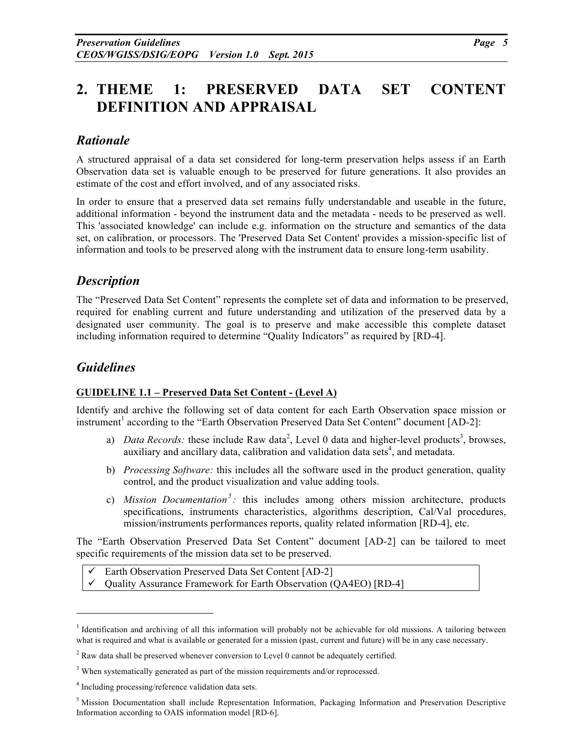# 2. THEME 1: PRESERVED DATA SET CONTENT DEFINITION AND APPRAISAL

## *Rationale*

A structured appraisal of a data set considered for long-term preservation helps assess if an Earth Observation data set is valuable enough to be preserved for future generations. It also provides an estimate of the cost and effort involved, and of any associated risks.

In order to ensure that a preserved data set remains fully understandable and useable in the future, additional information - beyond the instrument data and the metadata - needs to be preserved as well. This 'associated knowledge' can include e.g. information on the structure and semantics of the data set, on calibration, or processors. The 'Preserved Data Set Content' provides a mission-specific list of information and tools to be preserved along with the instrument data to ensure long-term usability.

## *Description*

The "Preserved Data Set Content" represents the complete set of data and information to be preserved, required for enabling current and future understanding and utilization of the preserved data by a designated user community. The goal is to preserve and make accessible this complete dataset including information required to determine "Quality Indicators" as required by [RD-4].

## *Guidelines*

**GUIDELINE 1.1 – Preserved Data Set Content - (Level A)**

Identify and archive the following set of data content for each Earth Observation space mission or instrument[1] according to the "Earth Observation Preserved Data Set Content" document [AD-2]:

a) *Data Records:* these include Raw data[2], Level 0 data and higher-level products[3], browses, auxiliary and ancillary data, calibration and validation data sets[4], and metadata.

b) *Processing Software:* this includes all the software used in the product generation, quality control, and the product visualization and value adding tools.

c) *Mission Documentation[5]:* this includes among others mission architecture, products specifications, instruments characteristics, algorithms description, Cal/Val procedures, mission/instruments performances reports, quality related information [RD-4], etc.

The "Earth Observation Preserved Data Set Content" document [AD-2] can be tailored to meet specific requirements of the mission data set to be preserved.

- ✓ Earth Observation Preserved Data Set Content [AD-2]
- ✓ Quality Assurance Framework for Earth Observation (QA4EO) [RD-4]

---

[1] Identification and archiving of all this information will probably not be achievable for old missions. A tailoring between what is required and what is available or generated for a mission (past, current and future) will be in any case necessary.

[2] Raw data shall be preserved whenever conversion to Level 0 cannot be adequately certified.

[3] When systematically generated as part of the mission requirements and/or reprocessed.

[4] Including processing/reference validation data sets.

[5] Mission Documentation shall include Representation Information, Packaging Information and Preservation Descriptive Information according to OAIS information model [RD-6].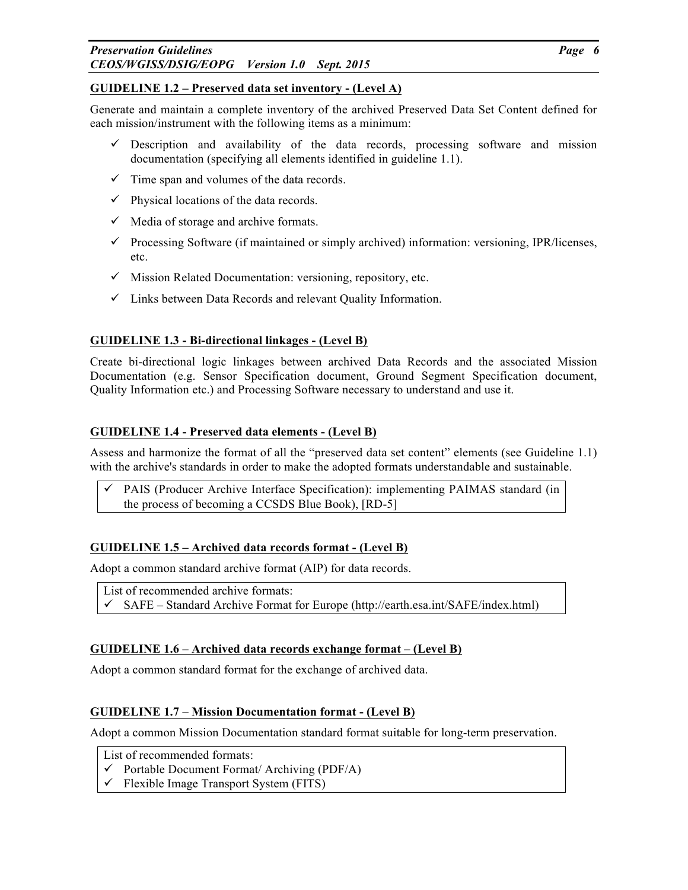**GUIDELINE 1.2 – Preserved data set inventory - (Level A)**

Generate and maintain a complete inventory of the archived Preserved Data Set Content defined for each mission/instrument with the following items as a minimum:

- ✓ Description and availability of the data records, processing software and mission documentation (specifying all elements identified in guideline 1.1).
- ✓ Time span and volumes of the data records.
- ✓ Physical locations of the data records.
- ✓ Media of storage and archive formats.
- ✓ Processing Software (if maintained or simply archived) information: versioning, IPR/licenses, etc.
- ✓ Mission Related Documentation: versioning, repository, etc.
- ✓ Links between Data Records and relevant Quality Information.

**GUIDELINE 1.3 - Bi-directional linkages - (Level B)**

Create bi-directional logic linkages between archived Data Records and the associated Mission Documentation (e.g. Sensor Specification document, Ground Segment Specification document, Quality Information etc.) and Processing Software necessary to understand and use it.

**GUIDELINE 1.4 - Preserved data elements - (Level B)**

Assess and harmonize the format of all the "preserved data set content" elements (see Guideline 1.1) with the archive's standards in order to make the adopted formats understandable and sustainable.

- ✓ PAIS (Producer Archive Interface Specification): implementing PAIMAS standard (in the process of becoming a CCSDS Blue Book), [RD-5]

**GUIDELINE 1.5 – Archived data records format - (Level B)**

Adopt a common standard archive format (AIP) for data records.

List of recommended archive formats:
- ✓ SAFE – Standard Archive Format for Europe (http://earth.esa.int/SAFE/index.html)

**GUIDELINE 1.6 – Archived data records exchange format – (Level B)**

Adopt a common standard format for the exchange of archived data.

**GUIDELINE 1.7 – Mission Documentation format - (Level B)**

Adopt a common Mission Documentation standard format suitable for long-term preservation.

List of recommended formats:
- ✓ Portable Document Format/ Archiving (PDF/A)
- ✓ Flexible Image Transport System (FITS)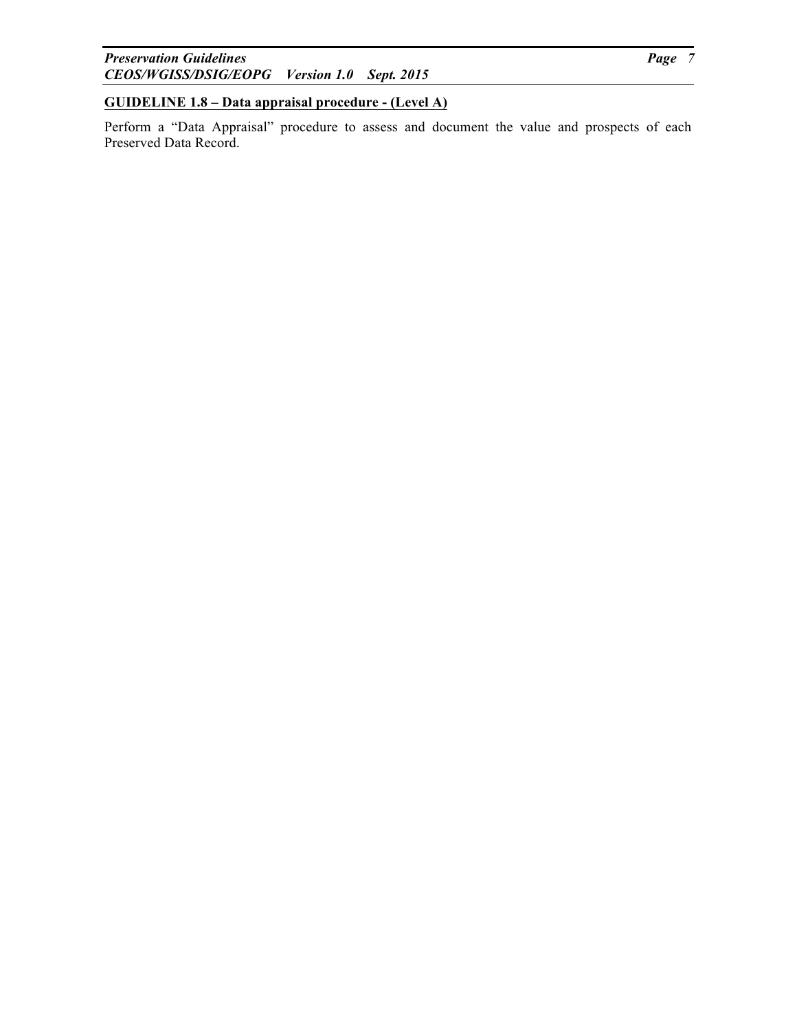**GUIDELINE 1.8 – Data appraisal procedure - (Level A)**

Perform a "Data Appraisal" procedure to assess and document the value and prospects of each Preserved Data Record.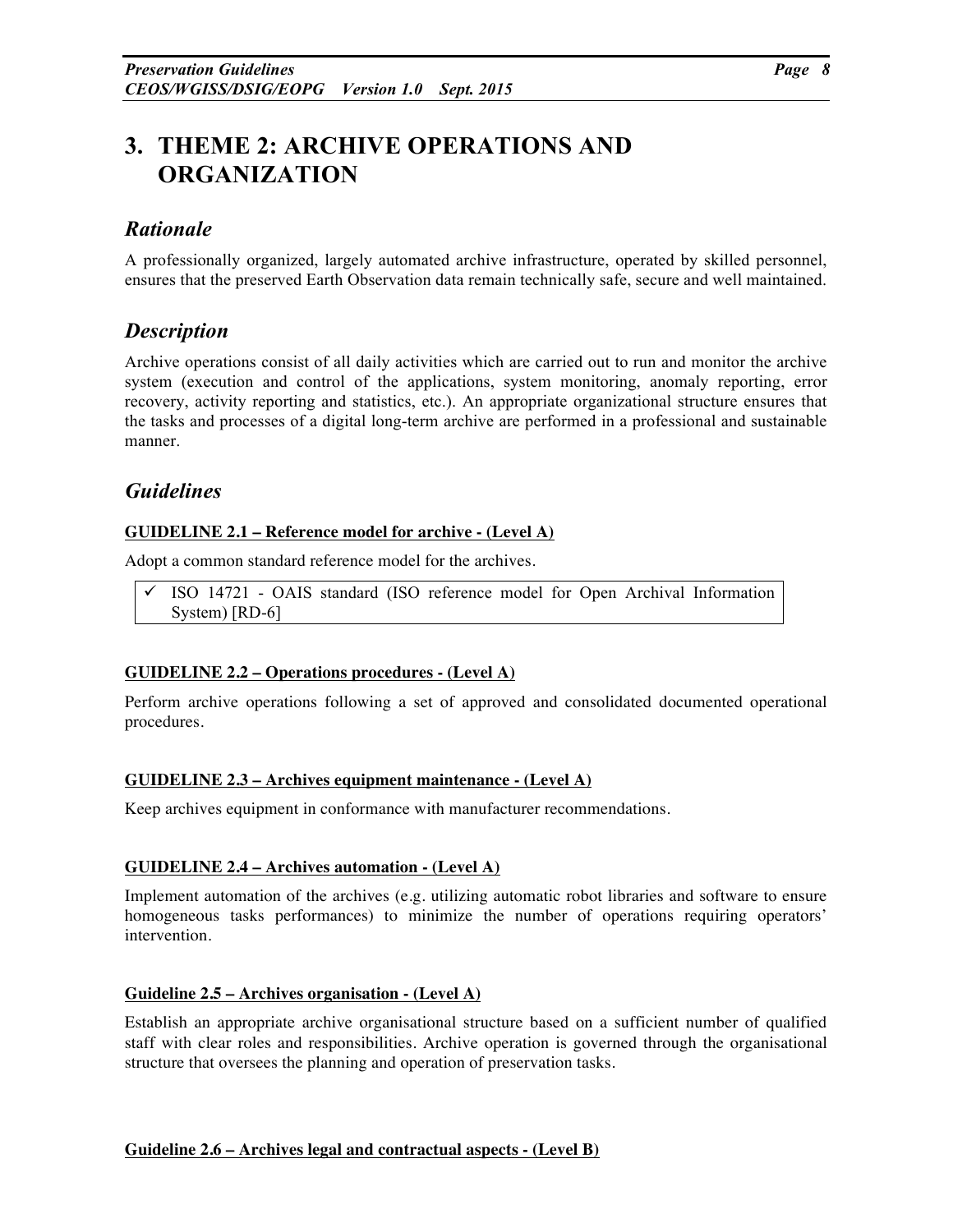# 3. THEME 2: ARCHIVE OPERATIONS AND ORGANIZATION

## *Rationale*

A professionally organized, largely automated archive infrastructure, operated by skilled personnel, ensures that the preserved Earth Observation data remain technically safe, secure and well maintained.

## *Description*

Archive operations consist of all daily activities which are carried out to run and monitor the archive system (execution and control of the applications, system monitoring, anomaly reporting, error recovery, activity reporting and statistics, etc.). An appropriate organizational structure ensures that the tasks and processes of a digital long-term archive are performed in a professional and sustainable manner.

## *Guidelines*

**GUIDELINE 2.1 – Reference model for archive - (Level A)**

Adopt a common standard reference model for the archives.

- ✓ ISO 14721 - OAIS standard (ISO reference model for Open Archival Information System) [RD-6]

**GUIDELINE 2.2 – Operations procedures - (Level A)**

Perform archive operations following a set of approved and consolidated documented operational procedures.

**GUIDELINE 2.3 – Archives equipment maintenance - (Level A)**

Keep archives equipment in conformance with manufacturer recommendations.

**GUIDELINE 2.4 – Archives automation - (Level A)**

Implement automation of the archives (e.g. utilizing automatic robot libraries and software to ensure homogeneous tasks performances) to minimize the number of operations requiring operators' intervention.

**Guideline 2.5 – Archives organisation - (Level A)**

Establish an appropriate archive organisational structure based on a sufficient number of qualified staff with clear roles and responsibilities. Archive operation is governed through the organisational structure that oversees the planning and operation of preservation tasks.

**Guideline 2.6 – Archives legal and contractual aspects - (Level B)**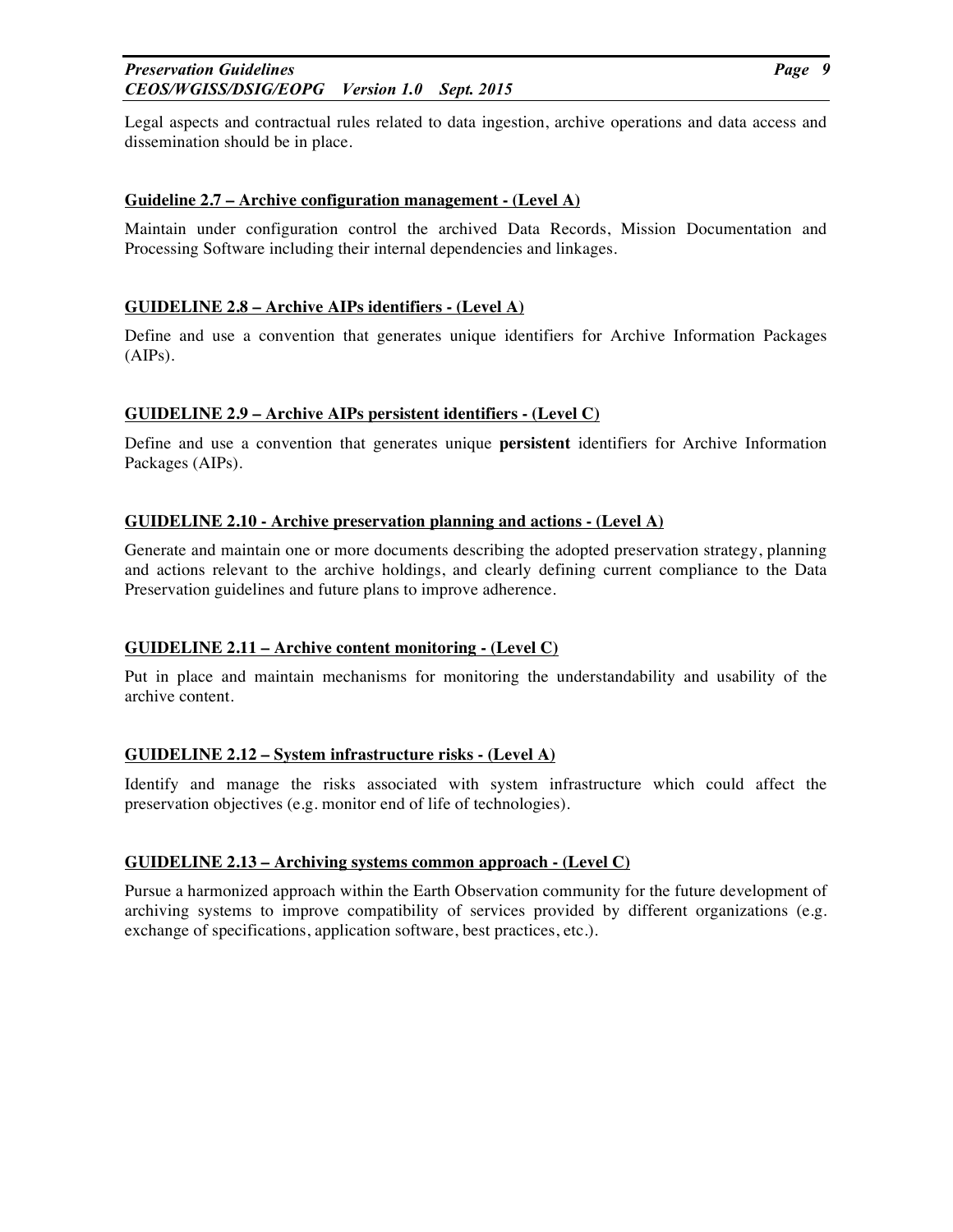Legal aspects and contractual rules related to data ingestion, archive operations and data access and dissemination should be in place.

#### Guideline 2.7 – Archive configuration management - (Level A)

Maintain under configuration control the archived Data Records, Mission Documentation and Processing Software including their internal dependencies and linkages.

#### GUIDELINE 2.8 – Archive AIPs identifiers - (Level A)

Define and use a convention that generates unique identifiers for Archive Information Packages (AIPs).

#### GUIDELINE 2.9 – Archive AIPs persistent identifiers - (Level C)

Define and use a convention that generates unique **persistent** identifiers for Archive Information Packages (AIPs).

#### GUIDELINE 2.10 - Archive preservation planning and actions - (Level A)

Generate and maintain one or more documents describing the adopted preservation strategy, planning and actions relevant to the archive holdings, and clearly defining current compliance to the Data Preservation guidelines and future plans to improve adherence.

#### GUIDELINE 2.11 – Archive content monitoring - (Level C)

Put in place and maintain mechanisms for monitoring the understandability and usability of the archive content.

#### GUIDELINE 2.12 – System infrastructure risks - (Level A)

Identify and manage the risks associated with system infrastructure which could affect the preservation objectives (e.g. monitor end of life of technologies).

#### GUIDELINE 2.13 – Archiving systems common approach - (Level C)

Pursue a harmonized approach within the Earth Observation community for the future development of archiving systems to improve compatibility of services provided by different organizations (e.g. exchange of specifications, application software, best practices, etc.).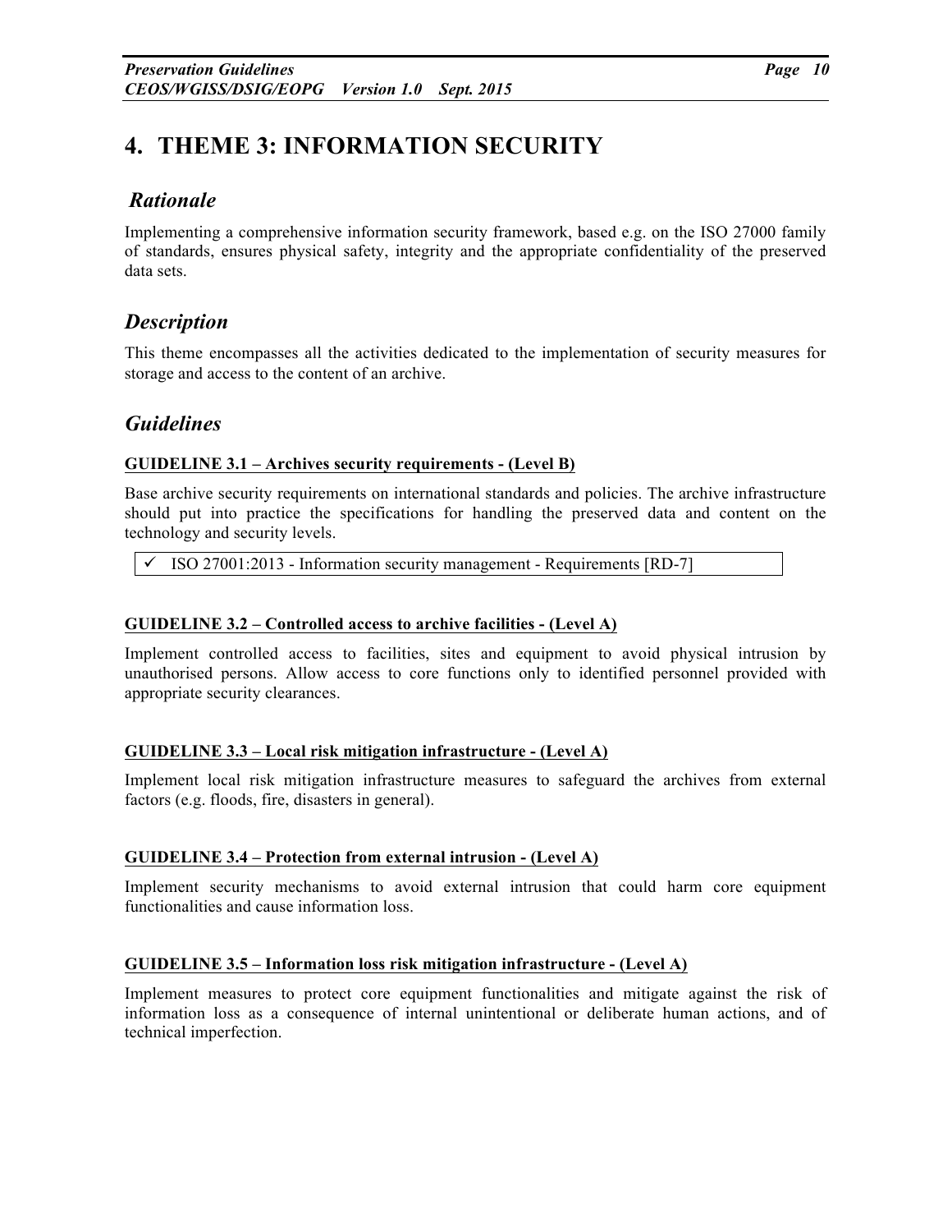# 4. THEME 3: INFORMATION SECURITY

## *Rationale*

Implementing a comprehensive information security framework, based e.g. on the ISO 27000 family of standards, ensures physical safety, integrity and the appropriate confidentiality of the preserved data sets.

## *Description*

This theme encompasses all the activities dedicated to the implementation of security measures for storage and access to the content of an archive.

## *Guidelines*

**GUIDELINE 3.1 – Archives security requirements - (Level B)**

Base archive security requirements on international standards and policies. The archive infrastructure should put into practice the specifications for handling the preserved data and content on the technology and security levels.

- ✓ ISO 27001:2013 - Information security management - Requirements [RD-7]

**GUIDELINE 3.2 – Controlled access to archive facilities - (Level A)**

Implement controlled access to facilities, sites and equipment to avoid physical intrusion by unauthorised persons. Allow access to core functions only to identified personnel provided with appropriate security clearances.

**GUIDELINE 3.3 – Local risk mitigation infrastructure - (Level A)**

Implement local risk mitigation infrastructure measures to safeguard the archives from external factors (e.g. floods, fire, disasters in general).

**GUIDELINE 3.4 – Protection from external intrusion - (Level A)**

Implement security mechanisms to avoid external intrusion that could harm core equipment functionalities and cause information loss.

**GUIDELINE 3.5 – Information loss risk mitigation infrastructure - (Level A)**

Implement measures to protect core equipment functionalities and mitigate against the risk of information loss as a consequence of internal unintentional or deliberate human actions, and of technical imperfection.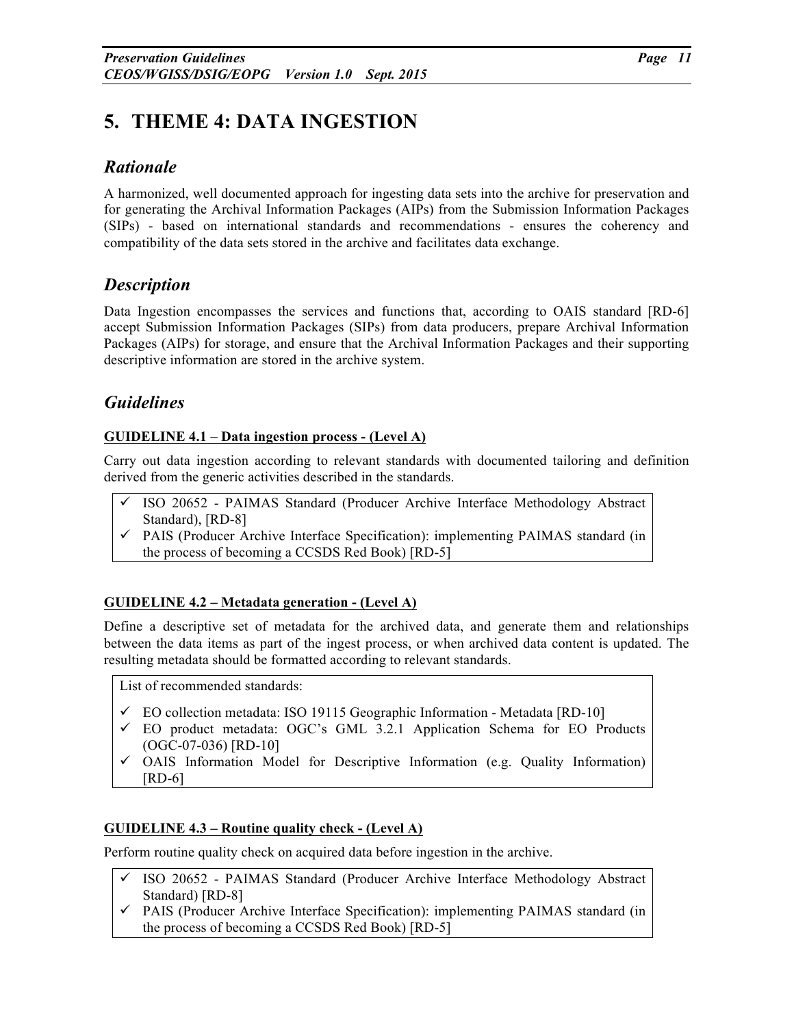# 5. THEME 4: DATA INGESTION

## *Rationale*

A harmonized, well documented approach for ingesting data sets into the archive for preservation and for generating the Archival Information Packages (AIPs) from the Submission Information Packages (SIPs) - based on international standards and recommendations - ensures the coherency and compatibility of the data sets stored in the archive and facilitates data exchange.

## *Description*

Data Ingestion encompasses the services and functions that, according to OAIS standard [RD-6] accept Submission Information Packages (SIPs) from data producers, prepare Archival Information Packages (AIPs) for storage, and ensure that the Archival Information Packages and their supporting descriptive information are stored in the archive system.

## *Guidelines*

**GUIDELINE 4.1 – Data ingestion process - (Level A)**

Carry out data ingestion according to relevant standards with documented tailoring and definition derived from the generic activities described in the standards.

- ✓ ISO 20652 - PAIMAS Standard (Producer Archive Interface Methodology Abstract Standard), [RD-8]
- ✓ PAIS (Producer Archive Interface Specification): implementing PAIMAS standard (in the process of becoming a CCSDS Red Book) [RD-5]

**GUIDELINE 4.2 – Metadata generation - (Level A)**

Define a descriptive set of metadata for the archived data, and generate them and relationships between the data items as part of the ingest process, or when archived data content is updated. The resulting metadata should be formatted according to relevant standards.

List of recommended standards:

- ✓ EO collection metadata: ISO 19115 Geographic Information - Metadata [RD-10]
- ✓ EO product metadata: OGC's GML 3.2.1 Application Schema for EO Products (OGC-07-036) [RD-10]
- ✓ OAIS Information Model for Descriptive Information (e.g. Quality Information) [RD-6]

**GUIDELINE 4.3 – Routine quality check - (Level A)**

Perform routine quality check on acquired data before ingestion in the archive.

- ✓ ISO 20652 - PAIMAS Standard (Producer Archive Interface Methodology Abstract Standard) [RD-8]
- ✓ PAIS (Producer Archive Interface Specification): implementing PAIMAS standard (in the process of becoming a CCSDS Red Book) [RD-5]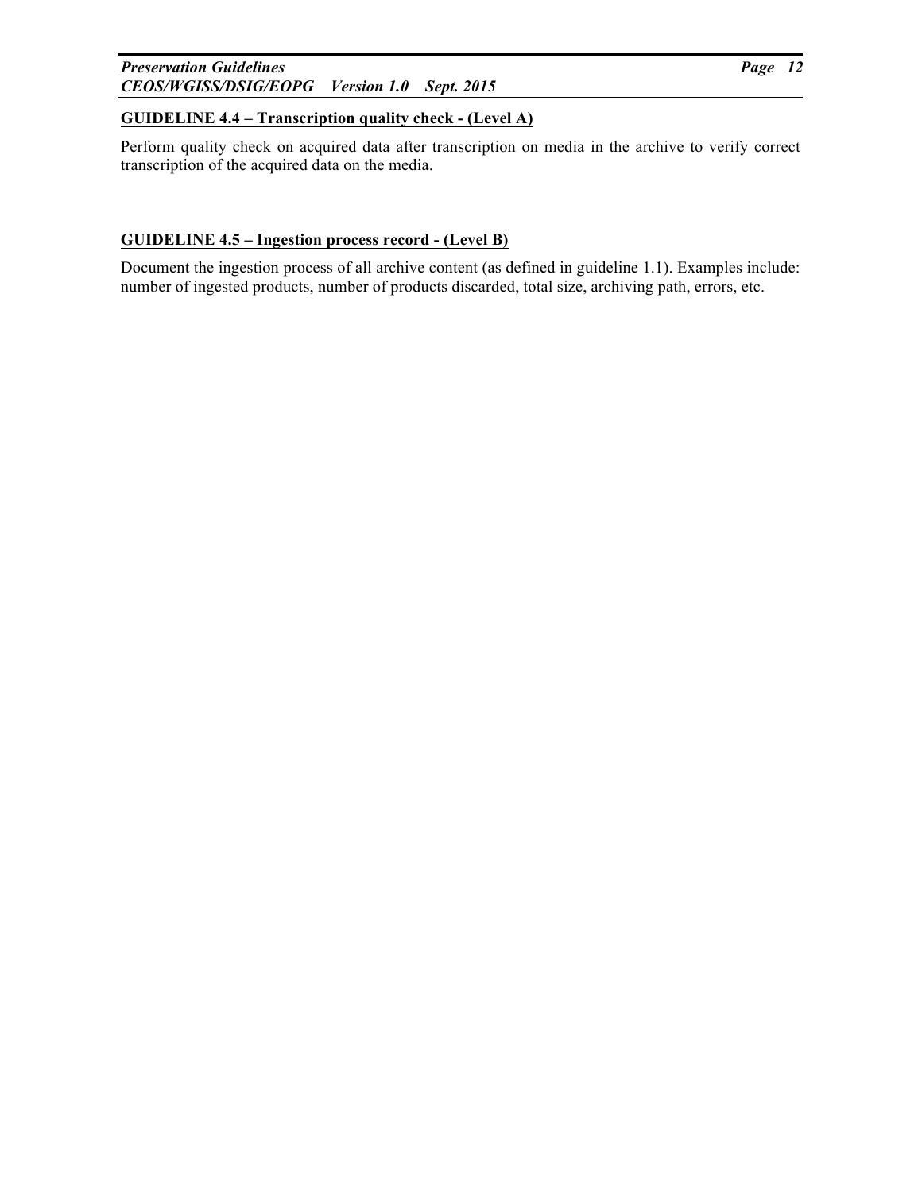**GUIDELINE 4.4 – Transcription quality check - (Level A)**

Perform quality check on acquired data after transcription on media in the archive to verify correct transcription of the acquired data on the media.

**GUIDELINE 4.5 – Ingestion process record - (Level B)**

Document the ingestion process of all archive content (as defined in guideline 1.1). Examples include: number of ingested products, number of products discarded, total size, archiving path, errors, etc.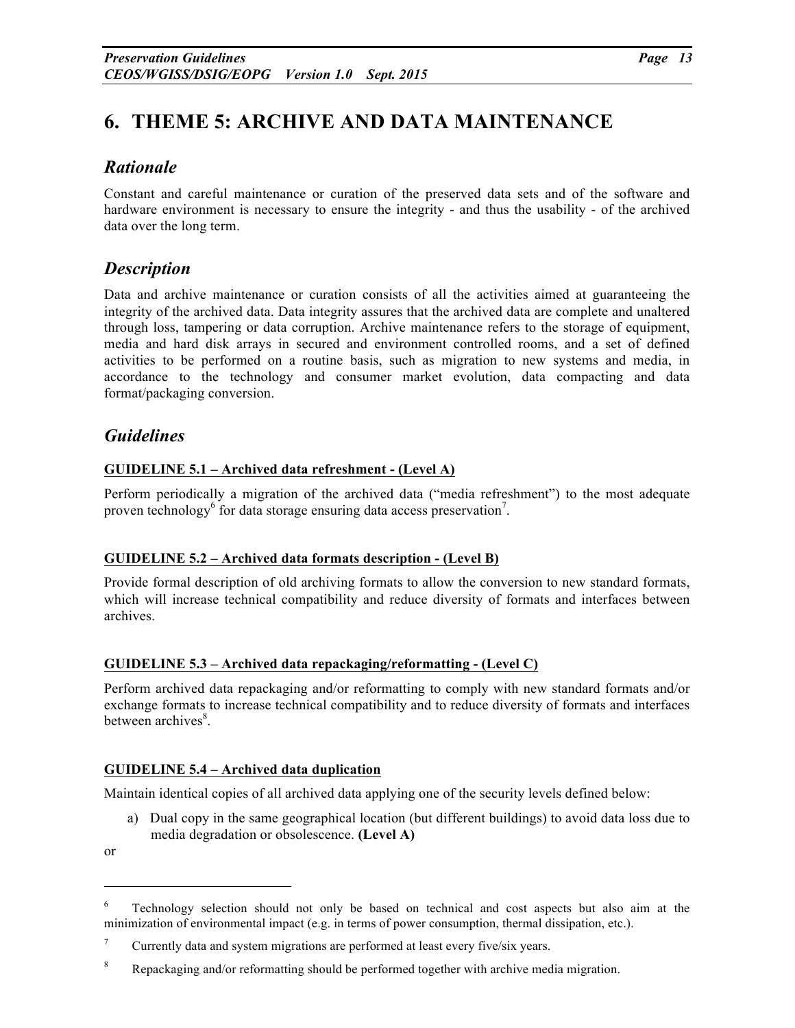# 6. THEME 5: ARCHIVE AND DATA MAINTENANCE

## *Rationale*

Constant and careful maintenance or curation of the preserved data sets and of the software and hardware environment is necessary to ensure the integrity - and thus the usability - of the archived data over the long term.

## *Description*

Data and archive maintenance or curation consists of all the activities aimed at guaranteeing the integrity of the archived data. Data integrity assures that the archived data are complete and unaltered through loss, tampering or data corruption. Archive maintenance refers to the storage of equipment, media and hard disk arrays in secured and environment controlled rooms, and a set of defined activities to be performed on a routine basis, such as migration to new systems and media, in accordance to the technology and consumer market evolution, data compacting and data format/packaging conversion.

## *Guidelines*

**GUIDELINE 5.1 – Archived data refreshment - (Level A)**

Perform periodically a migration of the archived data ("media refreshment") to the most adequate proven technology[6] for data storage ensuring data access preservation[7].

**GUIDELINE 5.2 – Archived data formats description - (Level B)**

Provide formal description of old archiving formats to allow the conversion to new standard formats, which will increase technical compatibility and reduce diversity of formats and interfaces between archives.

**GUIDELINE 5.3 – Archived data repackaging/reformatting - (Level C)**

Perform archived data repackaging and/or reformatting to comply with new standard formats and/or exchange formats to increase technical compatibility and to reduce diversity of formats and interfaces between archives[8].

**GUIDELINE 5.4 – Archived data duplication**

Maintain identical copies of all archived data applying one of the security levels defined below:

a) Dual copy in the same geographical location (but different buildings) to avoid data loss due to media degradation or obsolescence. **(Level A)**

or

---

[6] Technology selection should not only be based on technical and cost aspects but also aim at the minimization of environmental impact (e.g. in terms of power consumption, thermal dissipation, etc.).

[7] Currently data and system migrations are performed at least every five/six years.

[8] Repackaging and/or reformatting should be performed together with archive media migration.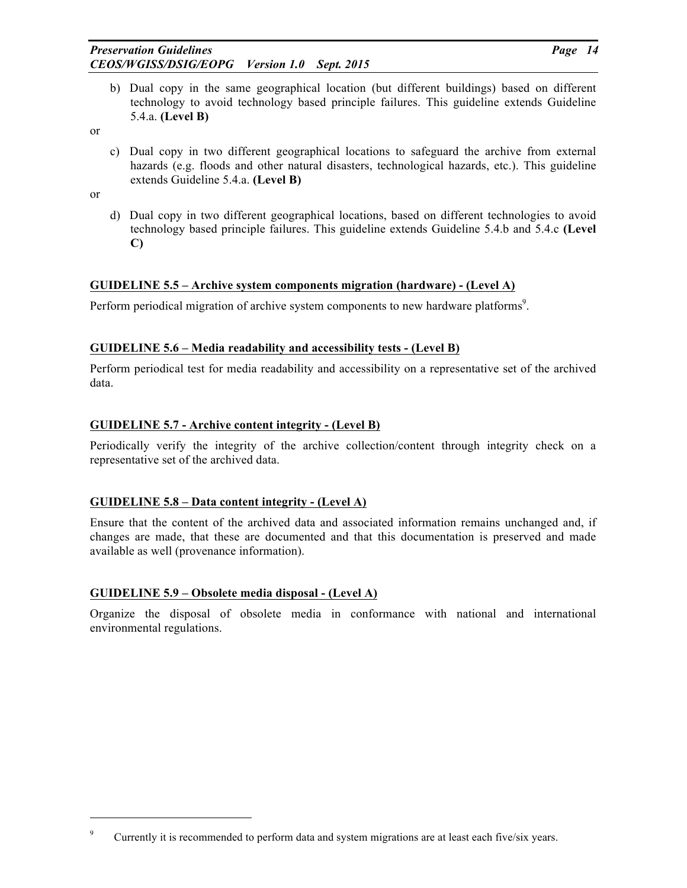b) Dual copy in the same geographical location (but different buildings) based on different technology to avoid technology based principle failures. This guideline extends Guideline 5.4.a. **(Level B)**

or

c) Dual copy in two different geographical locations to safeguard the archive from external hazards (e.g. floods and other natural disasters, technological hazards, etc.). This guideline extends Guideline 5.4.a. **(Level B)**

or

d) Dual copy in two different geographical locations, based on different technologies to avoid technology based principle failures. This guideline extends Guideline 5.4.b and 5.4.c **(Level C)**

### GUIDELINE 5.5 – Archive system components migration (hardware) - (Level A)

Perform periodical migration of archive system components to new hardware platforms[9].

### GUIDELINE 5.6 – Media readability and accessibility tests - (Level B)

Perform periodical test for media readability and accessibility on a representative set of the archived data.

### GUIDELINE 5.7 - Archive content integrity - (Level B)

Periodically verify the integrity of the archive collection/content through integrity check on a representative set of the archived data.

### GUIDELINE 5.8 – Data content integrity - (Level A)

Ensure that the content of the archived data and associated information remains unchanged and, if changes are made, that these are documented and that this documentation is preserved and made available as well (provenance information).

### GUIDELINE 5.9 – Obsolete media disposal - (Level A)

Organize the disposal of obsolete media in conformance with national and international environmental regulations.

---

[9] Currently it is recommended to perform data and system migrations are at least each five/six years.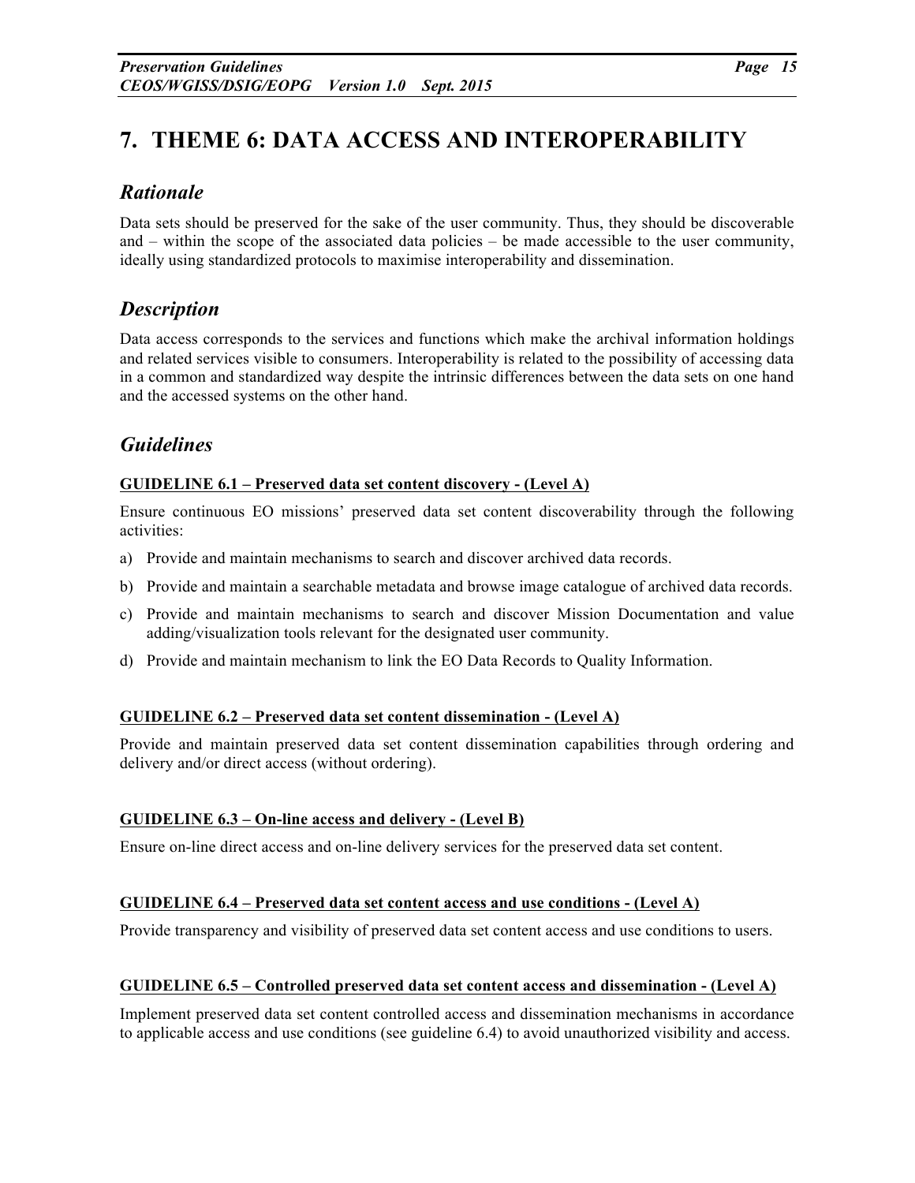# 7. THEME 6: DATA ACCESS AND INTEROPERABILITY

## *Rationale*

Data sets should be preserved for the sake of the user community. Thus, they should be discoverable and – within the scope of the associated data policies – be made accessible to the user community, ideally using standardized protocols to maximise interoperability and dissemination.

## *Description*

Data access corresponds to the services and functions which make the archival information holdings and related services visible to consumers. Interoperability is related to the possibility of accessing data in a common and standardized way despite the intrinsic differences between the data sets on one hand and the accessed systems on the other hand.

## *Guidelines*

**GUIDELINE 6.1 – Preserved data set content discovery - (Level A)**

Ensure continuous EO missions' preserved data set content discoverability through the following activities:

a) Provide and maintain mechanisms to search and discover archived data records.

b) Provide and maintain a searchable metadata and browse image catalogue of archived data records.

c) Provide and maintain mechanisms to search and discover Mission Documentation and value adding/visualization tools relevant for the designated user community.

d) Provide and maintain mechanism to link the EO Data Records to Quality Information.

**GUIDELINE 6.2 – Preserved data set content dissemination - (Level A)**

Provide and maintain preserved data set content dissemination capabilities through ordering and delivery and/or direct access (without ordering).

**GUIDELINE 6.3 – On-line access and delivery - (Level B)**

Ensure on-line direct access and on-line delivery services for the preserved data set content.

**GUIDELINE 6.4 – Preserved data set content access and use conditions - (Level A)**

Provide transparency and visibility of preserved data set content access and use conditions to users.

**GUIDELINE 6.5 – Controlled preserved data set content access and dissemination - (Level A)**

Implement preserved data set content controlled access and dissemination mechanisms in accordance to applicable access and use conditions (see guideline 6.4) to avoid unauthorized visibility and access.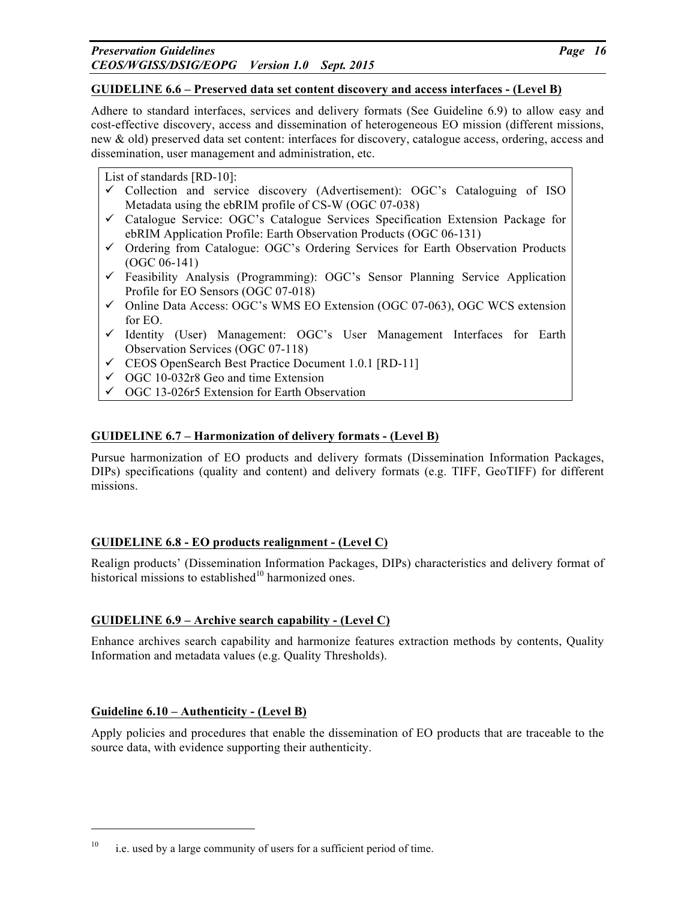**GUIDELINE 6.6 – Preserved data set content discovery and access interfaces - (Level B)**

Adhere to standard interfaces, services and delivery formats (See Guideline 6.9) to allow easy and cost-effective discovery, access and dissemination of heterogeneous EO mission (different missions, new & old) preserved data set content: interfaces for discovery, catalogue access, ordering, access and dissemination, user management and administration, etc.

> List of standards [RD-10]:
>
> - ✓ Collection and service discovery (Advertisement): OGC's Cataloguing of ISO Metadata using the ebRIM profile of CS-W (OGC 07-038)
> - ✓ Catalogue Service: OGC's Catalogue Services Specification Extension Package for ebRIM Application Profile: Earth Observation Products (OGC 06-131)
> - ✓ Ordering from Catalogue: OGC's Ordering Services for Earth Observation Products (OGC 06-141)
> - ✓ Feasibility Analysis (Programming): OGC's Sensor Planning Service Application Profile for EO Sensors (OGC 07-018)
> - ✓ Online Data Access: OGC's WMS EO Extension (OGC 07-063), OGC WCS extension for EO.
> - ✓ Identity (User) Management: OGC's User Management Interfaces for Earth Observation Services (OGC 07-118)
> - ✓ CEOS OpenSearch Best Practice Document 1.0.1 [RD-11]
> - ✓ OGC 10-032r8 Geo and time Extension
> - ✓ OGC 13-026r5 Extension for Earth Observation

**GUIDELINE 6.7 – Harmonization of delivery formats - (Level B)**

Pursue harmonization of EO products and delivery formats (Dissemination Information Packages, DIPs) specifications (quality and content) and delivery formats (e.g. TIFF, GeoTIFF) for different missions.

**GUIDELINE 6.8 - EO products realignment - (Level C)**

Realign products' (Dissemination Information Packages, DIPs) characteristics and delivery format of historical missions to established[10] harmonized ones.

**GUIDELINE 6.9 – Archive search capability - (Level C)**

Enhance archives search capability and harmonize features extraction methods by contents, Quality Information and metadata values (e.g. Quality Thresholds).

**Guideline 6.10 – Authenticity - (Level B)**

Apply policies and procedures that enable the dissemination of EO products that are traceable to the source data, with evidence supporting their authenticity.

---

[10] i.e. used by a large community of users for a sufficient period of time.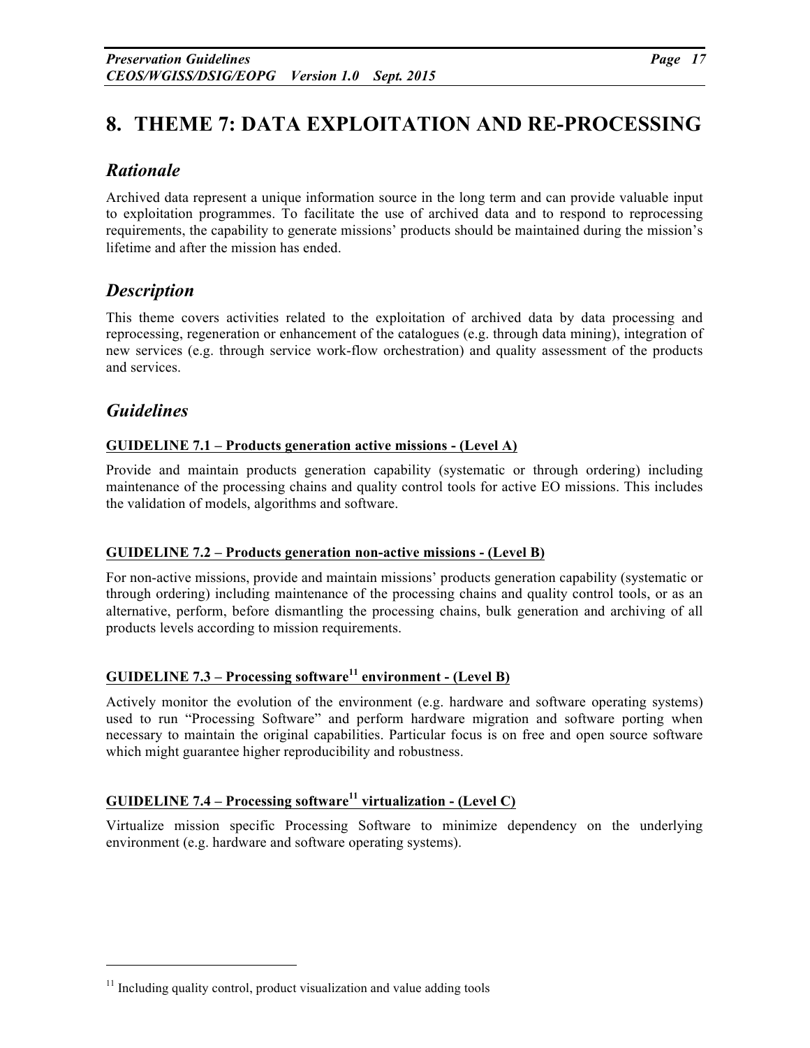# 8. THEME 7: DATA EXPLOITATION AND RE-PROCESSING

## *Rationale*

Archived data represent a unique information source in the long term and can provide valuable input to exploitation programmes. To facilitate the use of archived data and to respond to reprocessing requirements, the capability to generate missions' products should be maintained during the mission's lifetime and after the mission has ended.

## *Description*

This theme covers activities related to the exploitation of archived data by data processing and reprocessing, regeneration or enhancement of the catalogues (e.g. through data mining), integration of new services (e.g. through service work-flow orchestration) and quality assessment of the products and services.

## *Guidelines*

**GUIDELINE 7.1 – Products generation active missions - (Level A)**

Provide and maintain products generation capability (systematic or through ordering) including maintenance of the processing chains and quality control tools for active EO missions. This includes the validation of models, algorithms and software.

**GUIDELINE 7.2 – Products generation non-active missions - (Level B)**

For non-active missions, provide and maintain missions' products generation capability (systematic or through ordering) including maintenance of the processing chains and quality control tools, or as an alternative, perform, before dismantling the processing chains, bulk generation and archiving of all products levels according to mission requirements.

**GUIDELINE 7.3 – Processing software[11] environment - (Level B)**

Actively monitor the evolution of the environment (e.g. hardware and software operating systems) used to run "Processing Software" and perform hardware migration and software porting when necessary to maintain the original capabilities. Particular focus is on free and open source software which might guarantee higher reproducibility and robustness.

**GUIDELINE 7.4 – Processing software[11] virtualization - (Level C)**

Virtualize mission specific Processing Software to minimize dependency on the underlying environment (e.g. hardware and software operating systems).

[11] Including quality control, product visualization and value adding tools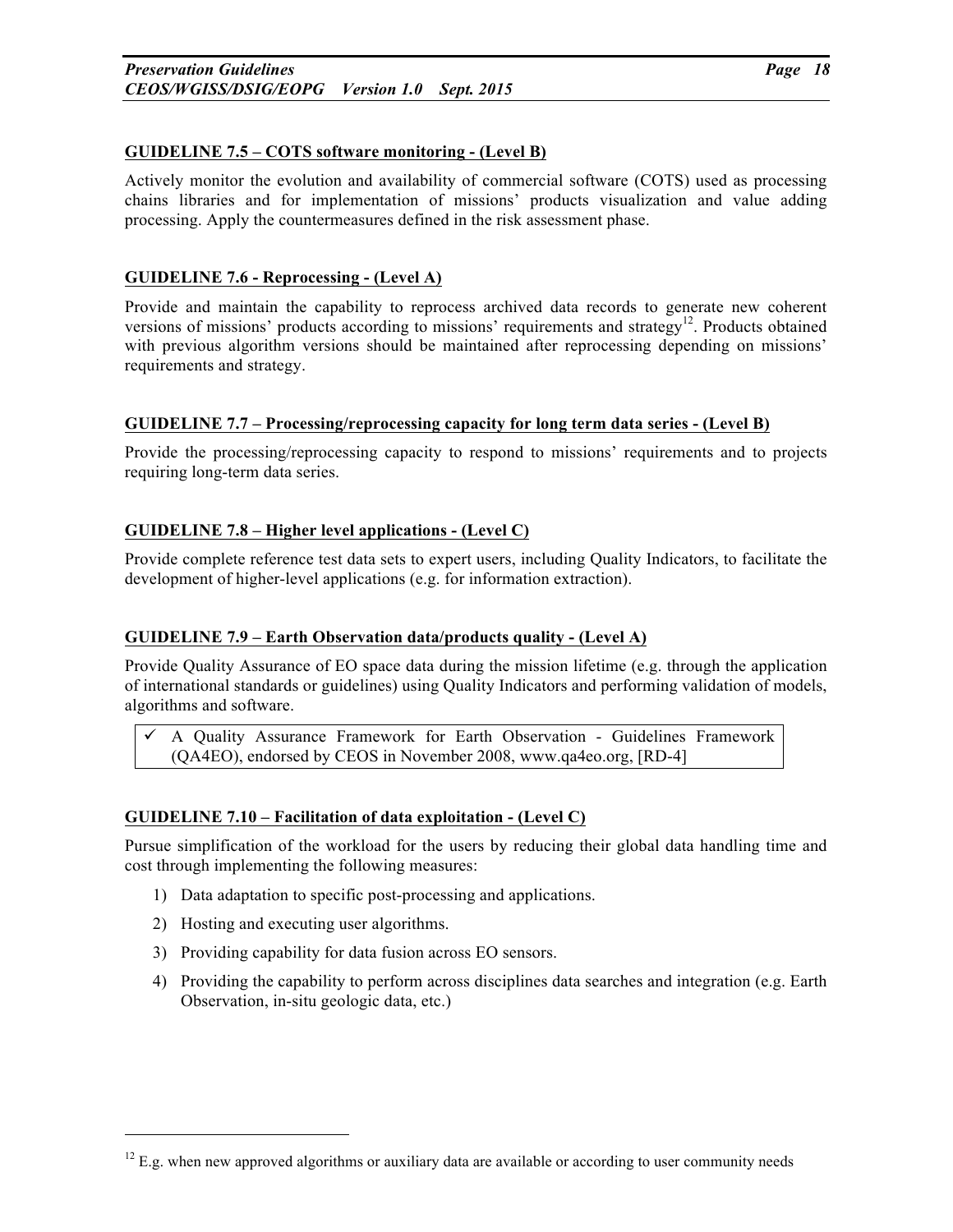**GUIDELINE 7.5 – COTS software monitoring - (Level B)**

Actively monitor the evolution and availability of commercial software (COTS) used as processing chains libraries and for implementation of missions' products visualization and value adding processing. Apply the countermeasures defined in the risk assessment phase.

**GUIDELINE 7.6 - Reprocessing - (Level A)**

Provide and maintain the capability to reprocess archived data records to generate new coherent versions of missions' products according to missions' requirements and strategy[12]. Products obtained with previous algorithm versions should be maintained after reprocessing depending on missions' requirements and strategy.

**GUIDELINE 7.7 – Processing/reprocessing capacity for long term data series - (Level B)**

Provide the processing/reprocessing capacity to respond to missions' requirements and to projects requiring long-term data series.

**GUIDELINE 7.8 – Higher level applications - (Level C)**

Provide complete reference test data sets to expert users, including Quality Indicators, to facilitate the development of higher-level applications (e.g. for information extraction).

**GUIDELINE 7.9 – Earth Observation data/products quality - (Level A)**

Provide Quality Assurance of EO space data during the mission lifetime (e.g. through the application of international standards or guidelines) using Quality Indicators and performing validation of models, algorithms and software.

- ✓ A Quality Assurance Framework for Earth Observation - Guidelines Framework (QA4EO), endorsed by CEOS in November 2008, www.qa4eo.org, [RD-4]

**GUIDELINE 7.10 – Facilitation of data exploitation - (Level C)**

Pursue simplification of the workload for the users by reducing their global data handling time and cost through implementing the following measures:

1) Data adaptation to specific post-processing and applications.
2) Hosting and executing user algorithms.
3) Providing capability for data fusion across EO sensors.
4) Providing the capability to perform across disciplines data searches and integration (e.g. Earth Observation, in-situ geologic data, etc.)

[12] E.g. when new approved algorithms or auxiliary data are available or according to user community needs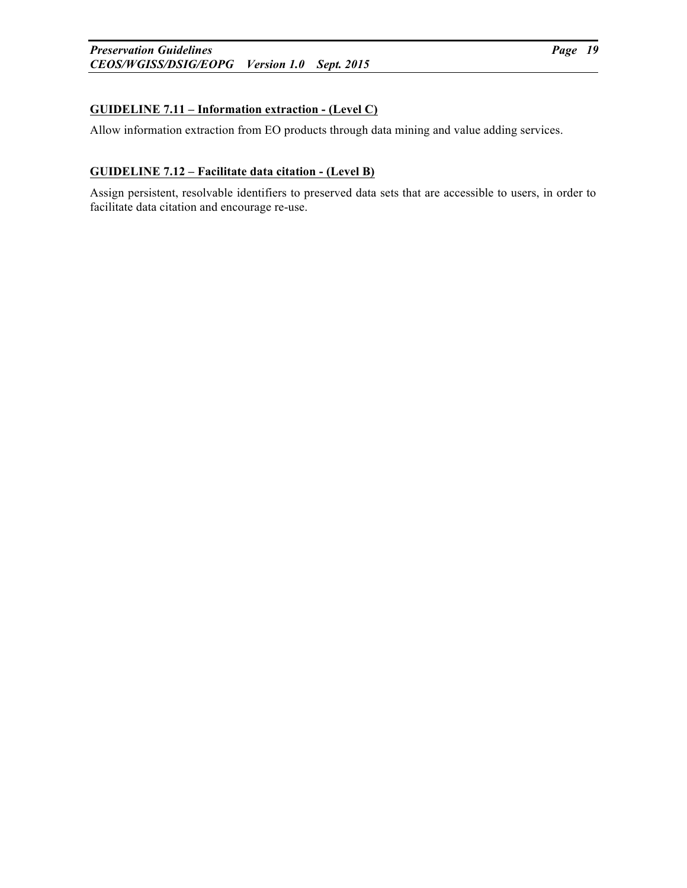**GUIDELINE 7.11 – Information extraction - (Level C)**

Allow information extraction from EO products through data mining and value adding services.

**GUIDELINE 7.12 – Facilitate data citation - (Level B)**

Assign persistent, resolvable identifiers to preserved data sets that are accessible to users, in order to facilitate data citation and encourage re-use.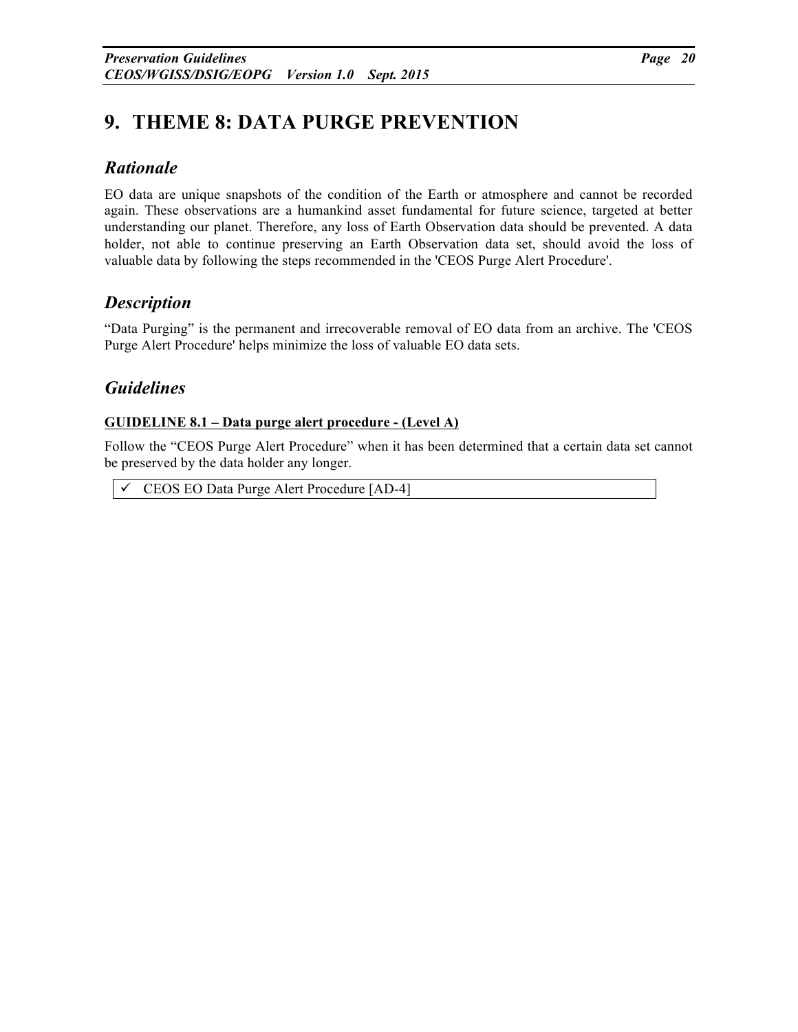# 9. THEME 8: DATA PURGE PREVENTION

## *Rationale*

EO data are unique snapshots of the condition of the Earth or atmosphere and cannot be recorded again. These observations are a humankind asset fundamental for future science, targeted at better understanding our planet. Therefore, any loss of Earth Observation data should be prevented. A data holder, not able to continue preserving an Earth Observation data set, should avoid the loss of valuable data by following the steps recommended in the 'CEOS Purge Alert Procedure'.

## *Description*

"Data Purging" is the permanent and irrecoverable removal of EO data from an archive. The 'CEOS Purge Alert Procedure' helps minimize the loss of valuable EO data sets.

## *Guidelines*

**GUIDELINE 8.1 – Data purge alert procedure - (Level A)**

Follow the "CEOS Purge Alert Procedure" when it has been determined that a certain data set cannot be preserved by the data holder any longer.

- ✓ CEOS EO Data Purge Alert Procedure [AD-4]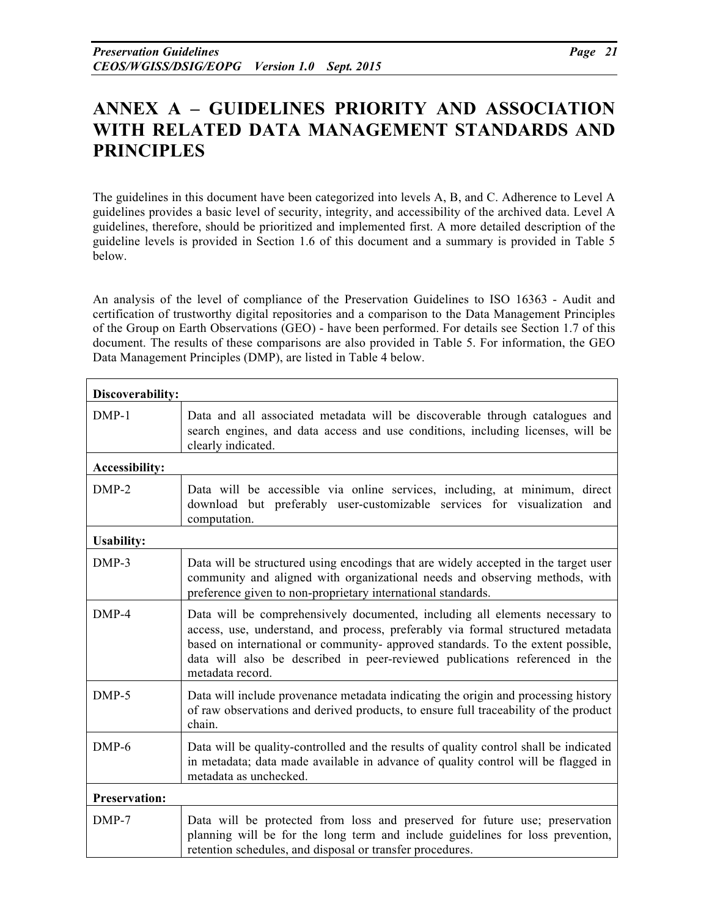# ANNEX A – GUIDELINES PRIORITY AND ASSOCIATION WITH RELATED DATA MANAGEMENT STANDARDS AND PRINCIPLES

The guidelines in this document have been categorized into levels A, B, and C. Adherence to Level A guidelines provides a basic level of security, integrity, and accessibility of the archived data. Level A guidelines, therefore, should be prioritized and implemented first. A more detailed description of the guideline levels is provided in Section 1.6 of this document and a summary is provided in Table 5 below.

An analysis of the level of compliance of the Preservation Guidelines to ISO 16363 - Audit and certification of trustworthy digital repositories and a comparison to the Data Management Principles of the Group on Earth Observations (GEO) - have been performed. For details see Section 1.7 of this document. The results of these comparisons are also provided in Table 5. For information, the GEO Data Management Principles (DMP), are listed in Table 4 below.

| **Discoverability:** | |
|---|---|
| DMP-1 | Data and all associated metadata will be discoverable through catalogues and search engines, and data access and use conditions, including licenses, will be clearly indicated. |
| **Accessibility:** | |
| DMP-2 | Data will be accessible via online services, including, at minimum, direct download but preferably user-customizable services for visualization and computation. |
| **Usability:** | |
| DMP-3 | Data will be structured using encodings that are widely accepted in the target user community and aligned with organizational needs and observing methods, with preference given to non-proprietary international standards. |
| DMP-4 | Data will be comprehensively documented, including all elements necessary to access, use, understand, and process, preferably via formal structured metadata based on international or community- approved standards. To the extent possible, data will also be described in peer-reviewed publications referenced in the metadata record. |
| DMP-5 | Data will include provenance metadata indicating the origin and processing history of raw observations and derived products, to ensure full traceability of the product chain. |
| DMP-6 | Data will be quality-controlled and the results of quality control shall be indicated in metadata; data made available in advance of quality control will be flagged in metadata as unchecked. |
| **Preservation:** | |
| DMP-7 | Data will be protected from loss and preserved for future use; preservation planning will be for the long term and include guidelines for loss prevention, retention schedules, and disposal or transfer procedures. |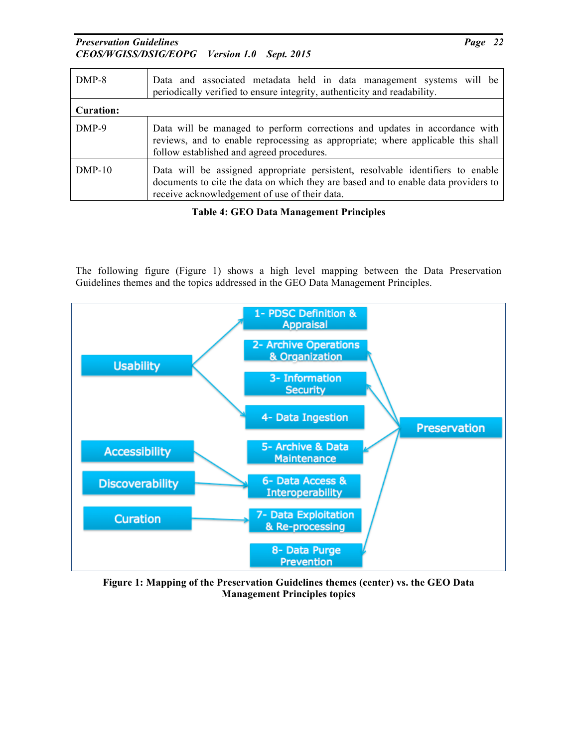| | |
|---|---|
| DMP-8 | Data and associated metadata held in data management systems will be periodically verified to ensure integrity, authenticity and readability. |
| **Curation:** | |
| DMP-9 | Data will be managed to perform corrections and updates in accordance with reviews, and to enable reprocessing as appropriate; where applicable this shall follow established and agreed procedures. |
| DMP-10 | Data will be assigned appropriate persistent, resolvable identifiers to enable documents to cite the data on which they are based and to enable data providers to receive acknowledgement of use of their data. |

**Table 4: GEO Data Management Principles**

The following figure (Figure 1) shows a high level mapping between the Data Preservation Guidelines themes and the topics addressed in the GEO Data Management Principles.

Usability

Accessibility

Discoverability

Curation

1- PDSC Definition & Appraisal

2- Archive Operations & Organization

3- Information Security

4- Data Ingestion

5- Archive & Data Maintenance

6- Data Access & Interoperability

7- Data Exploitation & Re-processing

8- Data Purge Prevention

Preservation

**Figure 1: Mapping of the Preservation Guidelines themes (center) vs. the GEO Data Management Principles topics**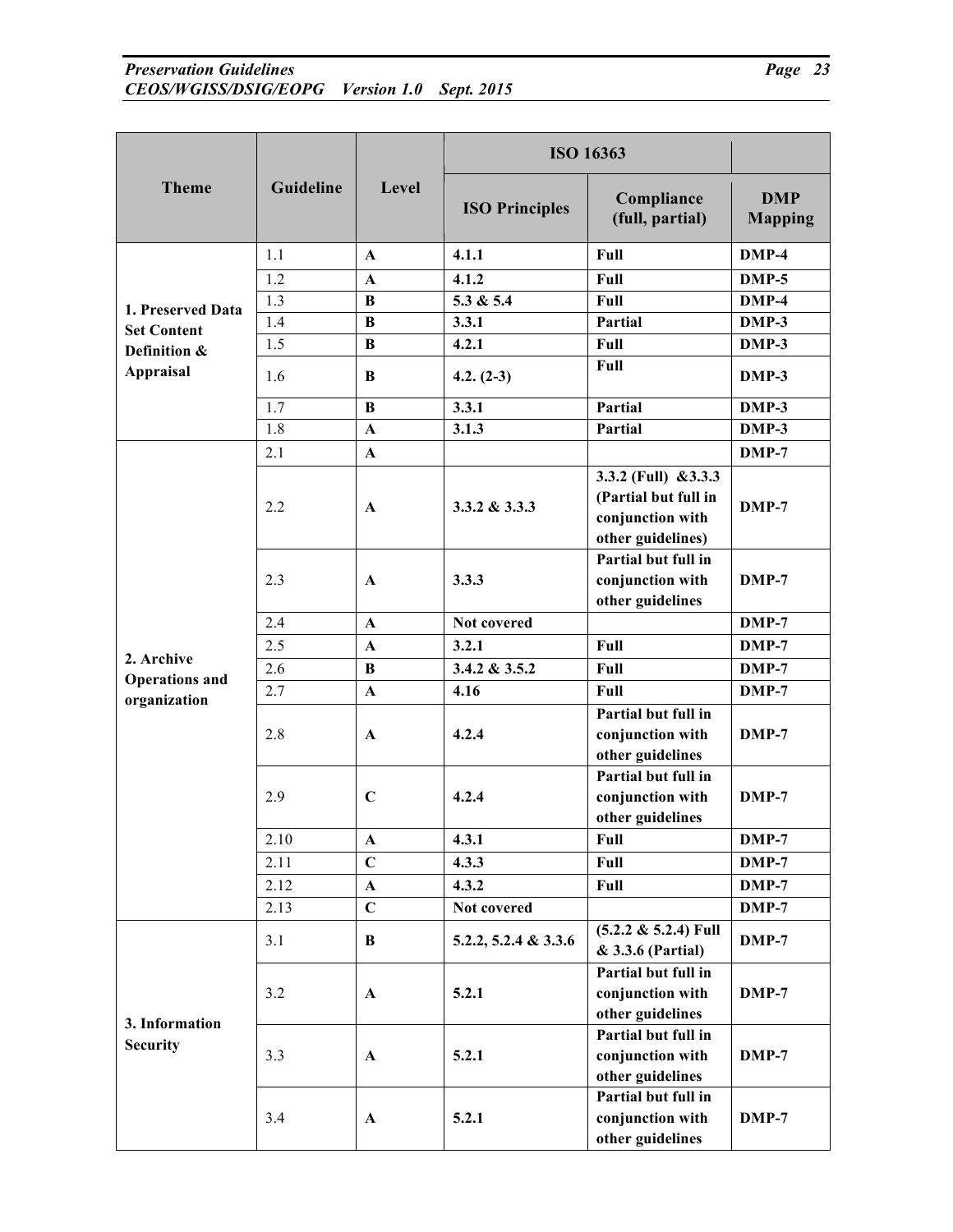| Theme | Guideline | Level | ISO 16363 | | |
|---|---|---|---|---|---|
| | | | **ISO Principles** | **Compliance (full, partial)** | **DMP Mapping** |
| **1. Preserved Data Set Content Definition & Appraisal** | 1.1 | **A** | **4.1.1** | **Full** | **DMP-4** |
| | 1.2 | **A** | **4.1.2** | **Full** | **DMP-5** |
| | 1.3 | **B** | **5.3 & 5.4** | **Full** | **DMP-4** |
| | 1.4 | **B** | **3.3.1** | **Partial** | **DMP-3** |
| | 1.5 | **B** | **4.2.1** | **Full** | **DMP-3** |
| | 1.6 | **B** | **4.2. (2-3)** | **Full** | **DMP-3** |
| | 1.7 | **B** | **3.3.1** | **Partial** | **DMP-3** |
| | 1.8 | **A** | **3.1.3** | **Partial** | **DMP-3** |
| **2. Archive Operations and organization** | 2.1 | **A** | | | **DMP-7** |
| | 2.2 | **A** | **3.3.2 & 3.3.3** | **3.3.2 (Full) &3.3.3 (Partial but full in conjunction with other guidelines)** | **DMP-7** |
| | 2.3 | **A** | **3.3.3** | **Partial but full in conjunction with other guidelines** | **DMP-7** |
| | 2.4 | **A** | **Not covered** | | **DMP-7** |
| | 2.5 | **A** | **3.2.1** | **Full** | **DMP-7** |
| | 2.6 | **B** | **3.4.2 & 3.5.2** | **Full** | **DMP-7** |
| | 2.7 | **A** | **4.16** | **Full** | **DMP-7** |
| | 2.8 | **A** | **4.2.4** | **Partial but full in conjunction with other guidelines** | **DMP-7** |
| | 2.9 | **C** | **4.2.4** | **Partial but full in conjunction with other guidelines** | **DMP-7** |
| | 2.10 | **A** | **4.3.1** | **Full** | **DMP-7** |
| | 2.11 | **C** | **4.3.3** | **Full** | **DMP-7** |
| | 2.12 | **A** | **4.3.2** | **Full** | **DMP-7** |
| | 2.13 | **C** | **Not covered** | | **DMP-7** |
| **3. Information Security** | 3.1 | **B** | **5.2.2, 5.2.4 & 3.3.6** | **(5.2.2 & 5.2.4) Full & 3.3.6 (Partial)** | **DMP-7** |
| | 3.2 | **A** | **5.2.1** | **Partial but full in conjunction with other guidelines** | **DMP-7** |
| | 3.3 | **A** | **5.2.1** | **Partial but full in conjunction with other guidelines** | **DMP-7** |
| | 3.4 | **A** | **5.2.1** | **Partial but full in conjunction with other guidelines** | **DMP-7** |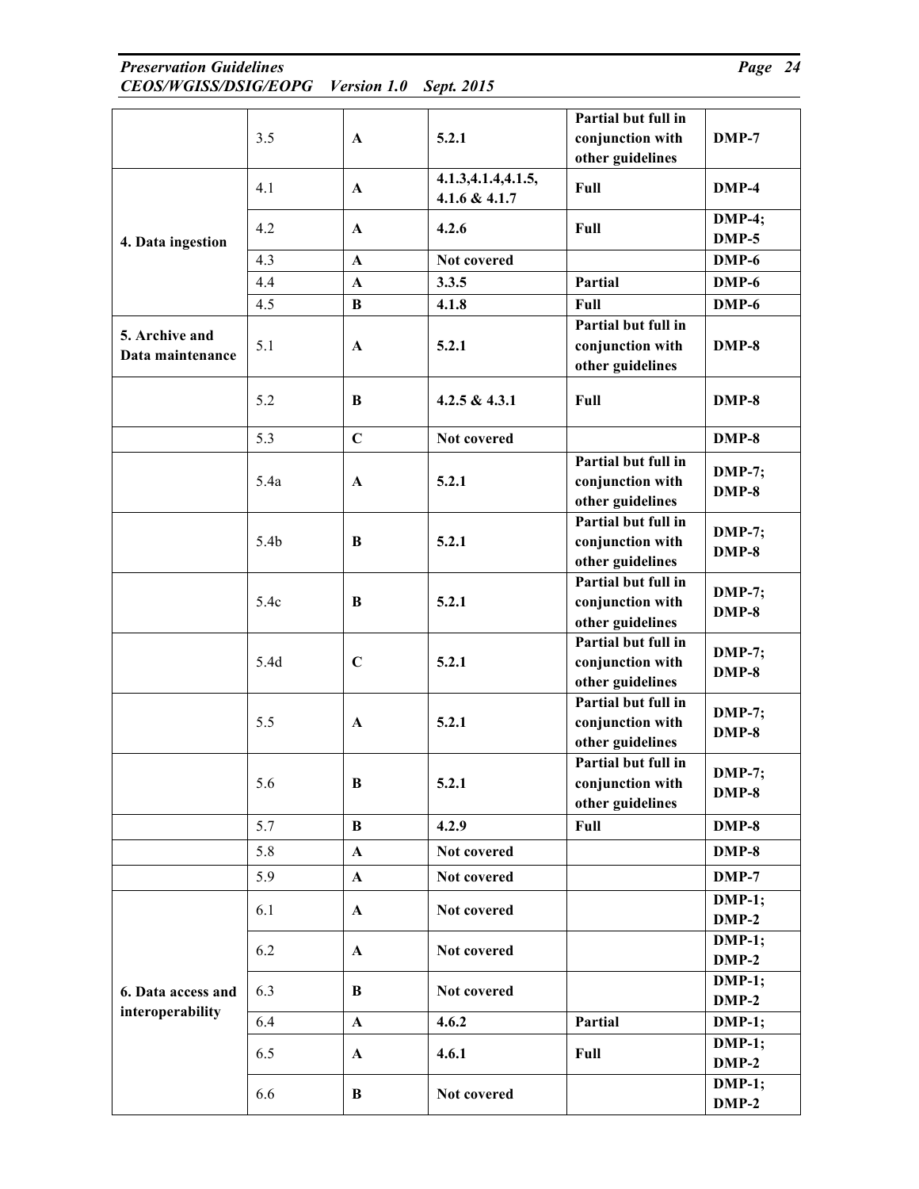| | | | | | |
|---|---|---|---|---|---|
| | 3.5 | **A** | **5.2.1** | **Partial but full in conjunction with other guidelines** | **DMP-7** |
| **4. Data ingestion** | 4.1 | **A** | **4.1.3,4.1.4,4.1.5, 4.1.6 & 4.1.7** | **Full** | **DMP-4** |
| | 4.2 | **A** | **4.2.6** | **Full** | **DMP-4; DMP-5** |
| | 4.3 | **A** | **Not covered** | | **DMP-6** |
| | 4.4 | **A** | **3.3.5** | **Partial** | **DMP-6** |
| | 4.5 | **B** | **4.1.8** | **Full** | **DMP-6** |
| **5. Archive and Data maintenance** | 5.1 | **A** | **5.2.1** | **Partial but full in conjunction with other guidelines** | **DMP-8** |
| | 5.2 | **B** | **4.2.5 & 4.3.1** | **Full** | **DMP-8** |
| | 5.3 | **C** | **Not covered** | | **DMP-8** |
| | 5.4a | **A** | **5.2.1** | **Partial but full in conjunction with other guidelines** | **DMP-7; DMP-8** |
| | 5.4b | **B** | **5.2.1** | **Partial but full in conjunction with other guidelines** | **DMP-7; DMP-8** |
| | 5.4c | **B** | **5.2.1** | **Partial but full in conjunction with other guidelines** | **DMP-7; DMP-8** |
| | 5.4d | **C** | **5.2.1** | **Partial but full in conjunction with other guidelines** | **DMP-7; DMP-8** |
| | 5.5 | **A** | **5.2.1** | **Partial but full in conjunction with other guidelines** | **DMP-7; DMP-8** |
| | 5.6 | **B** | **5.2.1** | **Partial but full in conjunction with other guidelines** | **DMP-7; DMP-8** |
| | 5.7 | **B** | **4.2.9** | **Full** | **DMP-8** |
| | 5.8 | **A** | **Not covered** | | **DMP-8** |
| | 5.9 | **A** | **Not covered** | | **DMP-7** |
| **6. Data access and interoperability** | 6.1 | **A** | **Not covered** | | **DMP-1; DMP-2** |
| | 6.2 | **A** | **Not covered** | | **DMP-1; DMP-2** |
| | 6.3 | **B** | **Not covered** | | **DMP-1; DMP-2** |
| | 6.4 | **A** | **4.6.2** | **Partial** | **DMP-1;** |
| | 6.5 | **A** | **4.6.1** | **Full** | **DMP-1; DMP-2** |
| | 6.6 | **B** | **Not covered** | | **DMP-1; DMP-2** |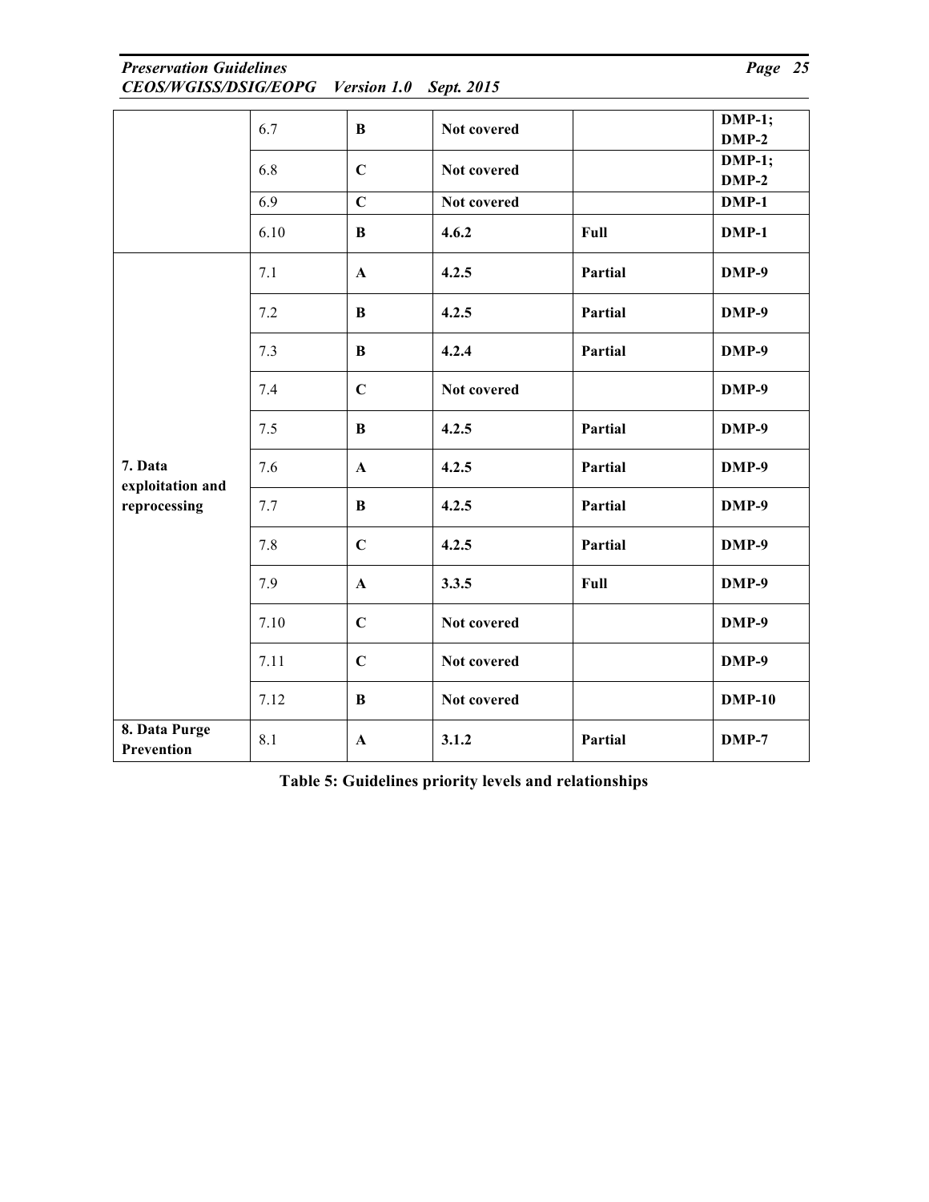| | | | | | |
|---|---|---|---|---|---|
| | 6.7 | **B** | **Not covered** | | **DMP-1; DMP-2** |
| | 6.8 | **C** | **Not covered** | | **DMP-1; DMP-2** |
| | 6.9 | **C** | **Not covered** | | **DMP-1** |
| | 6.10 | **B** | **4.6.2** | **Full** | **DMP-1** |
| **7. Data exploitation and reprocessing** | 7.1 | **A** | **4.2.5** | **Partial** | **DMP-9** |
| | 7.2 | **B** | **4.2.5** | **Partial** | **DMP-9** |
| | 7.3 | **B** | **4.2.4** | **Partial** | **DMP-9** |
| | 7.4 | **C** | **Not covered** | | **DMP-9** |
| | 7.5 | **B** | **4.2.5** | **Partial** | **DMP-9** |
| | 7.6 | **A** | **4.2.5** | **Partial** | **DMP-9** |
| | 7.7 | **B** | **4.2.5** | **Partial** | **DMP-9** |
| | 7.8 | **C** | **4.2.5** | **Partial** | **DMP-9** |
| | 7.9 | **A** | **3.3.5** | **Full** | **DMP-9** |
| | 7.10 | **C** | **Not covered** | | **DMP-9** |
| | 7.11 | **C** | **Not covered** | | **DMP-9** |
| | 7.12 | **B** | **Not covered** | | **DMP-10** |
| **8. Data Purge Prevention** | 8.1 | **A** | **3.1.2** | **Partial** | **DMP-7** |

**Table 5: Guidelines priority levels and relationships**